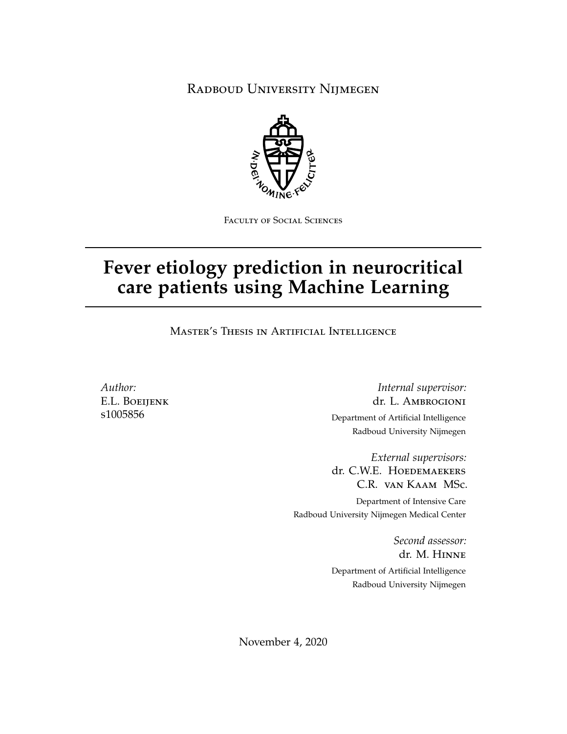Radboud University Nijmegen

Faculty of Social Sciences

# Fever etiology prediction in neurocritical care patients using Machine Learning

Master's Thesis in Artificial Intelligence

*Author:*
E.L. Boeijenk
s1005856

*Internal supervisor:*
dr. L. Ambrogioni
Department of Artificial Intelligence
Radboud University Nijmegen

*External supervisors:*
dr. C.W.E. Hoedemaekers
C.R. van Kaam MSc.
Department of Intensive Care
Radboud University Nijmegen Medical Center

*Second assessor:*
dr. M. Hinne
Department of Artificial Intelligence
Radboud University Nijmegen

November 4, 2020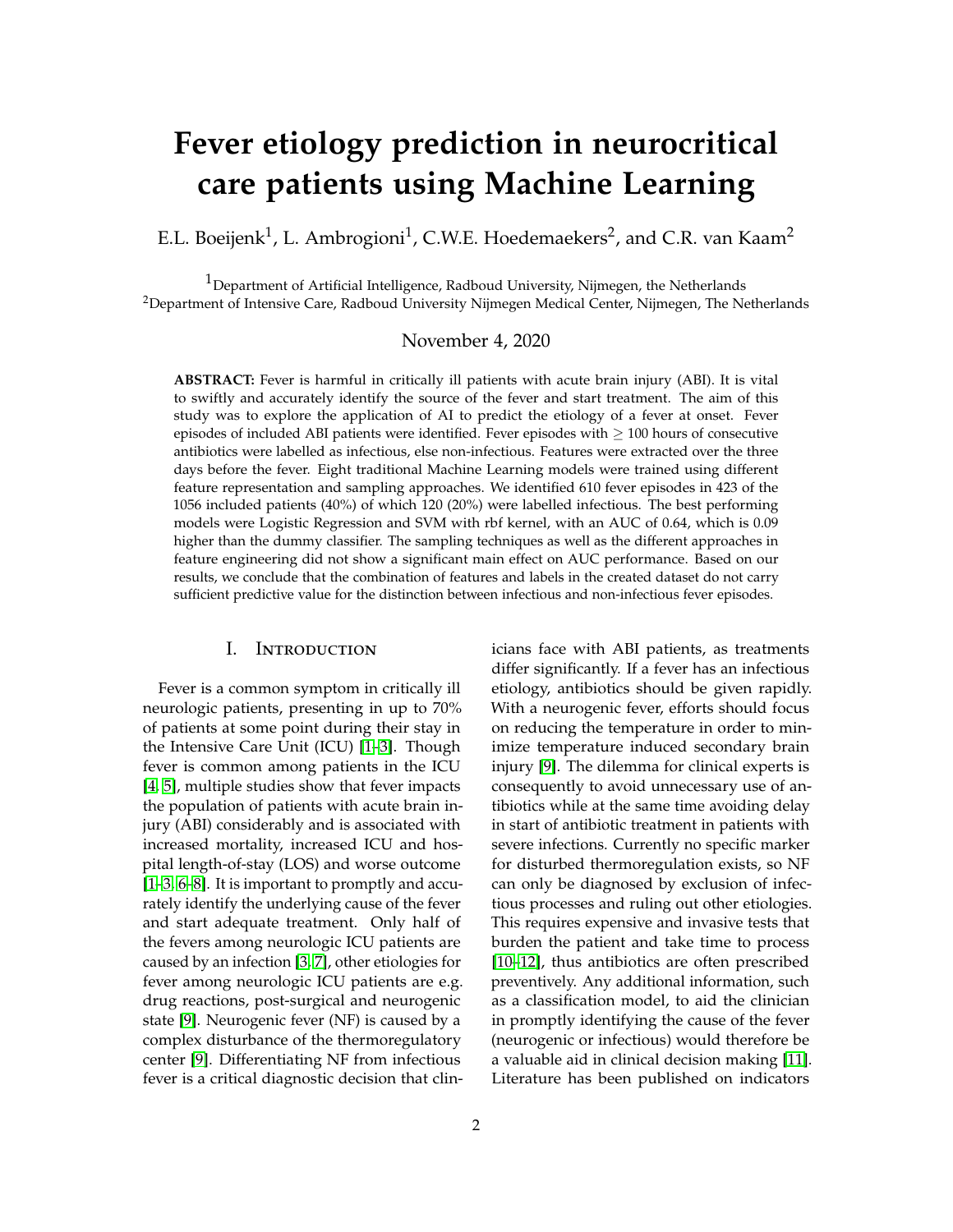# Fever etiology prediction in neurocritical care patients using Machine Learning

E.L. Boeijenk[1], L. Ambrogioni[1], C.W.E. Hoedemaekers[2], and C.R. van Kaam[2]

[1]Department of Artificial Intelligence, Radboud University, Nijmegen, the Netherlands
[2]Department of Intensive Care, Radboud University Nijmegen Medical Center, Nijmegen, The Netherlands

November 4, 2020

**ABSTRACT:** Fever is harmful in critically ill patients with acute brain injury (ABI). It is vital to swiftly and accurately identify the source of the fever and start treatment. The aim of this study was to explore the application of AI to predict the etiology of a fever at onset. Fever episodes of included ABI patients were identified. Fever episodes with $\geq 100$ hours of consecutive antibiotics were labelled as infectious, else non-infectious. Features were extracted over the three days before the fever. Eight traditional Machine Learning models were trained using different feature representation and sampling approaches. We identified 610 fever episodes in 423 of the 1056 included patients (40%) of which 120 (20%) were labelled infectious. The best performing models were Logistic Regression and SVM with rbf kernel, with an AUC of 0.64, which is 0.09 higher than the dummy classifier. The sampling techniques as well as the different approaches in feature engineering did not show a significant main effect on AUC performance. Based on our results, we conclude that the combination of features and labels in the created dataset do not carry sufficient predictive value for the distinction between infectious and non-infectious fever episodes.

## I. Introduction

Fever is a common symptom in critically ill neurologic patients, presenting in up to 70% of patients at some point during their stay in the Intensive Care Unit (ICU) [1–3]. Though fever is common among patients in the ICU [4, 5], multiple studies show that fever impacts the population of patients with acute brain injury (ABI) considerably and is associated with increased mortality, increased ICU and hospital length-of-stay (LOS) and worse outcome [1–3, 6–8]. It is important to promptly and accurately identify the underlying cause of the fever and start adequate treatment. Only half of the fevers among neurologic ICU patients are caused by an infection [3, 7], other etiologies for fever among neurologic ICU patients are e.g. drug reactions, post-surgical and neurogenic state [9]. Neurogenic fever (NF) is caused by a complex disturbance of the thermoregulatory center [9]. Differentiating NF from infectious fever is a critical diagnostic decision that clinicians face with ABI patients, as treatments differ significantly. If a fever has an infectious etiology, antibiotics should be given rapidly. With a neurogenic fever, efforts should focus on reducing the temperature in order to minimize temperature induced secondary brain injury [9]. The dilemma for clinical experts is consequently to avoid unnecessary use of antibiotics while at the same time avoiding delay in start of antibiotic treatment in patients with severe infections. Currently no specific marker for disturbed thermoregulation exists, so NF can only be diagnosed by exclusion of infectious processes and ruling out other etiologies. This requires expensive and invasive tests that burden the patient and take time to process [10–12], thus antibiotics are often prescribed preventively. Any additional information, such as a classification model, to aid the clinician in promptly identifying the cause of the fever (neurogenic or infectious) would therefore be a valuable aid in clinical decision making [11]. Literature has been published on indicators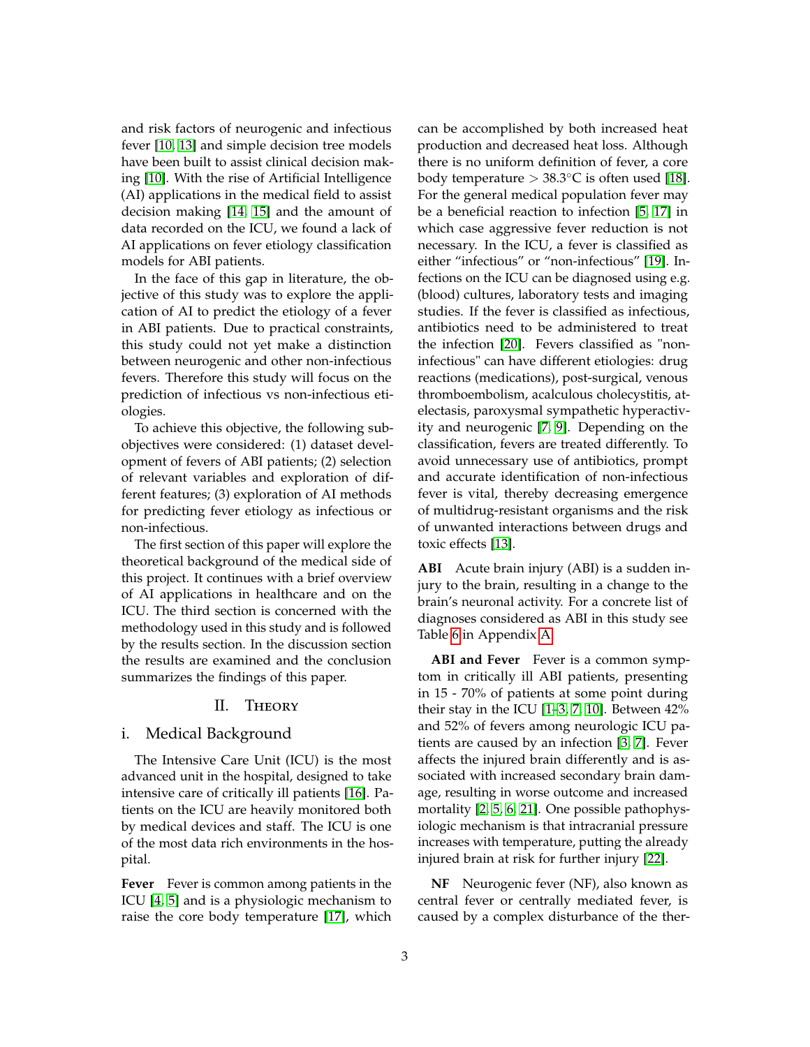and risk factors of neurogenic and infectious fever [10, 13] and simple decision tree models have been built to assist clinical decision making [10]. With the rise of Artificial Intelligence (AI) applications in the medical field to assist decision making [14, 15] and the amount of data recorded on the ICU, we found a lack of AI applications on fever etiology classification models for ABI patients.

In the face of this gap in literature, the objective of this study was to explore the application of AI to predict the etiology of a fever in ABI patients. Due to practical constraints, this study could not yet make a distinction between neurogenic and other non-infectious fevers. Therefore this study will focus on the prediction of infectious vs non-infectious etiologies.

To achieve this objective, the following subobjectives were considered: (1) dataset development of fevers of ABI patients; (2) selection of relevant variables and exploration of different features; (3) exploration of AI methods for predicting fever etiology as infectious or non-infectious.

The first section of this paper will explore the theoretical background of the medical side of this project. It continues with a brief overview of AI applications in healthcare and on the ICU. The third section is concerned with the methodology used in this study and is followed by the results section. In the discussion section the results are examined and the conclusion summarizes the findings of this paper.

## II. Theory

### i. Medical Background

The Intensive Care Unit (ICU) is the most advanced unit in the hospital, designed to take intensive care of critically ill patients [16]. Patients on the ICU are heavily monitored both by medical devices and staff. The ICU is one of the most data rich environments in the hospital.

**Fever** Fever is common among patients in the ICU [4, 5] and is a physiologic mechanism to raise the core body temperature [17], which can be accomplished by both increased heat production and decreased heat loss. Although there is no uniform definition of fever, a core body temperature $> 38.3°C$ is often used [18]. For the general medical population fever may be a beneficial reaction to infection [5, 17] in which case aggressive fever reduction is not necessary. In the ICU, a fever is classified as either "infectious" or "non-infectious" [19]. Infections on the ICU can be diagnosed using e.g. (blood) cultures, laboratory tests and imaging studies. If the fever is classified as infectious, antibiotics need to be administered to treat the infection [20]. Fevers classified as "non-infectious" can have different etiologies: drug reactions (medications), post-surgical, venous thromboembolism, acalculous cholecystitis, atelectasis, paroxysmal sympathetic hyperactivity and neurogenic [7, 9]. Depending on the classification, fevers are treated differently. To avoid unnecessary use of antibiotics, prompt and accurate identification of non-infectious fever is vital, thereby decreasing emergence of multidrug-resistant organisms and the risk of unwanted interactions between drugs and toxic effects [13].

**ABI** Acute brain injury (ABI) is a sudden injury to the brain, resulting in a change to the brain's neuronal activity. For a concrete list of diagnoses considered as ABI in this study see Table 6 in Appendix A.

**ABI and Fever** Fever is a common symptom in critically ill ABI patients, presenting in 15 - 70% of patients at some point during their stay in the ICU [1–3, 7, 10]. Between 42% and 52% of fevers among neurologic ICU patients are caused by an infection [3, 7]. Fever affects the injured brain differently and is associated with increased secondary brain damage, resulting in worse outcome and increased mortality [2, 5, 6, 21]. One possible pathophysiologic mechanism is that intracranial pressure increases with temperature, putting the already injured brain at risk for further injury [22].

**NF** Neurogenic fever (NF), also known as central fever or centrally mediated fever, is caused by a complex disturbance of the ther-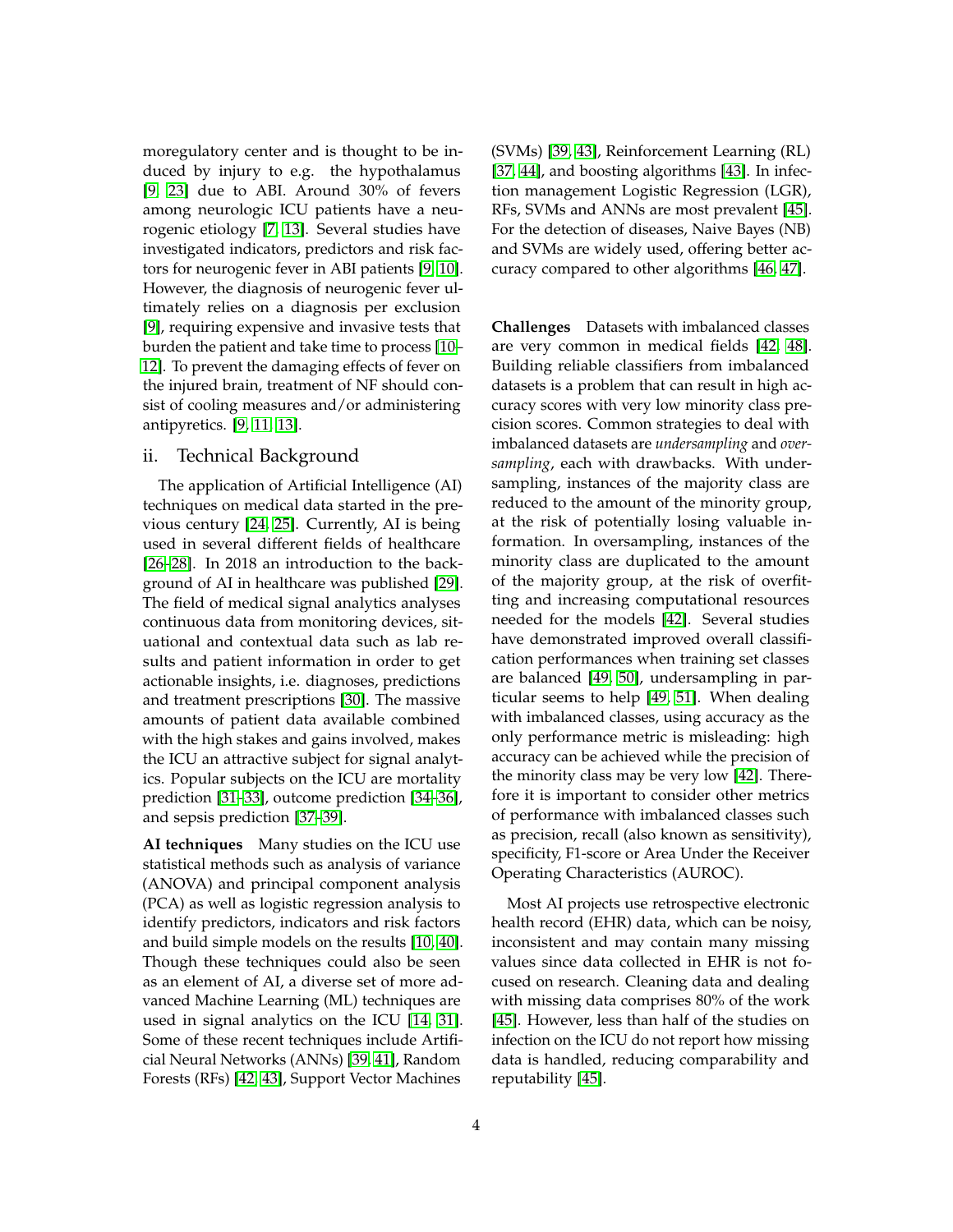moregulatory center and is thought to be induced by injury to e.g. the hypothalamus [9, 23] due to ABI. Around 30% of fevers among neurologic ICU patients have a neurogenic etiology [7, 13]. Several studies have investigated indicators, predictors and risk factors for neurogenic fever in ABI patients [9, 10]. However, the diagnosis of neurogenic fever ultimately relies on a diagnosis per exclusion [9], requiring expensive and invasive tests that burden the patient and take time to process [10–12]. To prevent the damaging effects of fever on the injured brain, treatment of NF should consist of cooling measures and/or administering antipyretics. [9, 11, 13].

## ii. Technical Background

The application of Artificial Intelligence (AI) techniques on medical data started in the previous century [24, 25]. Currently, AI is being used in several different fields of healthcare [26–28]. In 2018 an introduction to the background of AI in healthcare was published [29]. The field of medical signal analytics analyses continuous data from monitoring devices, situational and contextual data such as lab results and patient information in order to get actionable insights, i.e. diagnoses, predictions and treatment prescriptions [30]. The massive amounts of patient data available combined with the high stakes and gains involved, makes the ICU an attractive subject for signal analytics. Popular subjects on the ICU are mortality prediction [31–33], outcome prediction [34–36], and sepsis prediction [37–39].

**AI techniques** Many studies on the ICU use statistical methods such as analysis of variance (ANOVA) and principal component analysis (PCA) as well as logistic regression analysis to identify predictors, indicators and risk factors and build simple models on the results [10, 40]. Though these techniques could also be seen as an element of AI, a diverse set of more advanced Machine Learning (ML) techniques are used in signal analytics on the ICU [14, 31]. Some of these recent techniques include Artificial Neural Networks (ANNs) [39, 41], Random Forests (RFs) [42, 43], Support Vector Machines (SVMs) [39, 43], Reinforcement Learning (RL) [37, 44], and boosting algorithms [43]. In infection management Logistic Regression (LGR), RFs, SVMs and ANNs are most prevalent [45]. For the detection of diseases, Naive Bayes (NB) and SVMs are widely used, offering better accuracy compared to other algorithms [46, 47].

**Challenges** Datasets with imbalanced classes are very common in medical fields [42, 48]. Building reliable classifiers from imbalanced datasets is a problem that can result in high accuracy scores with very low minority class precision scores. Common strategies to deal with imbalanced datasets are *undersampling* and *oversampling*, each with drawbacks. With undersampling, instances of the majority class are reduced to the amount of the minority group, at the risk of potentially losing valuable information. In oversampling, instances of the minority class are duplicated to the amount of the majority group, at the risk of overfitting and increasing computational resources needed for the models [42]. Several studies have demonstrated improved overall classification performances when training set classes are balanced [49, 50], undersampling in particular seems to help [49, 51]. When dealing with imbalanced classes, using accuracy as the only performance metric is misleading: high accuracy can be achieved while the precision of the minority class may be very low [42]. Therefore it is important to consider other metrics of performance with imbalanced classes such as precision, recall (also known as sensitivity), specificity, F1-score or Area Under the Receiver Operating Characteristics (AUROC).

Most AI projects use retrospective electronic health record (EHR) data, which can be noisy, inconsistent and may contain many missing values since data collected in EHR is not focused on research. Cleaning data and dealing with missing data comprises 80% of the work [45]. However, less than half of the studies on infection on the ICU do not report how missing data is handled, reducing comparability and reputability [45].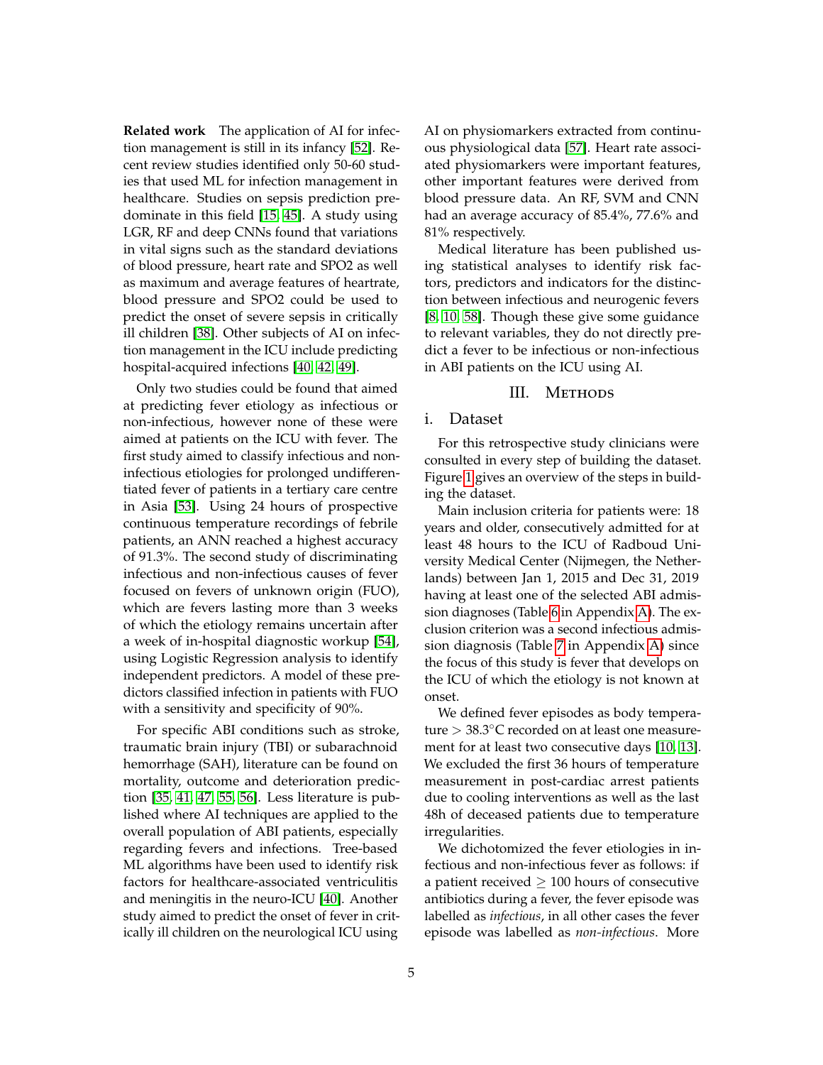**Related work** The application of AI for infection management is still in its infancy [52]. Recent review studies identified only 50-60 studies that used ML for infection management in healthcare. Studies on sepsis prediction predominate in this field [15, 45]. A study using LGR, RF and deep CNNs found that variations in vital signs such as the standard deviations of blood pressure, heart rate and SPO2 as well as maximum and average features of heartrate, blood pressure and SPO2 could be used to predict the onset of severe sepsis in critically ill children [38]. Other subjects of AI on infection management in the ICU include predicting hospital-acquired infections [40, 42, 49].

Only two studies could be found that aimed at predicting fever etiology as infectious or non-infectious, however none of these were aimed at patients on the ICU with fever. The first study aimed to classify infectious and non-infectious etiologies for prolonged undifferentiated fever of patients in a tertiary care centre in Asia [53]. Using 24 hours of prospective continuous temperature recordings of febrile patients, an ANN reached a highest accuracy of 91.3%. The second study of discriminating infectious and non-infectious causes of fever focused on fevers of unknown origin (FUO), which are fevers lasting more than 3 weeks of which the etiology remains uncertain after a week of in-hospital diagnostic workup [54], using Logistic Regression analysis to identify independent predictors. A model of these predictors classified infection in patients with FUO with a sensitivity and specificity of 90%.

For specific ABI conditions such as stroke, traumatic brain injury (TBI) or subarachnoid hemorrhage (SAH), literature can be found on mortality, outcome and deterioration prediction [35, 41, 47, 55, 56]. Less literature is published where AI techniques are applied to the overall population of ABI patients, especially regarding fevers and infections. Tree-based ML algorithms have been used to identify risk factors for healthcare-associated ventriculitis and meningitis in the neuro-ICU [40]. Another study aimed to predict the onset of fever in critically ill children on the neurological ICU using AI on physiomarkers extracted from continuous physiological data [57]. Heart rate associated physiomarkers were important features, other important features were derived from blood pressure data. An RF, SVM and CNN had an average accuracy of 85.4%, 77.6% and 81% respectively.

Medical literature has been published using statistical analyses to identify risk factors, predictors and indicators for the distinction between infectious and neurogenic fevers [8, 10, 58]. Though these give some guidance to relevant variables, they do not directly predict a fever to be infectious or non-infectious in ABI patients on the ICU using AI.

## III. Methods

### i. Dataset

For this retrospective study clinicians were consulted in every step of building the dataset. Figure 1 gives an overview of the steps in building the dataset.

Main inclusion criteria for patients were: 18 years and older, consecutively admitted for at least 48 hours to the ICU of Radboud University Medical Center (Nijmegen, the Netherlands) between Jan 1, 2015 and Dec 31, 2019 having at least one of the selected ABI admission diagnoses (Table 6 in Appendix A). The exclusion criterion was a second infectious admission diagnosis (Table 7 in Appendix A) since the focus of this study is fever that develops on the ICU of which the etiology is not known at onset.

We defined fever episodes as body temperature $> 38.3^{\circ}$C recorded on at least one measurement for at least two consecutive days [10, 13]. We excluded the first 36 hours of temperature measurement in post-cardiac arrest patients due to cooling interventions as well as the last 48h of deceased patients due to temperature irregularities.

We dichotomized the fever etiologies in infectious and non-infectious fever as follows: if a patient received $\geq 100$ hours of consecutive antibiotics during a fever, the fever episode was labelled as *infectious*, in all other cases the fever episode was labelled as *non-infectious*. More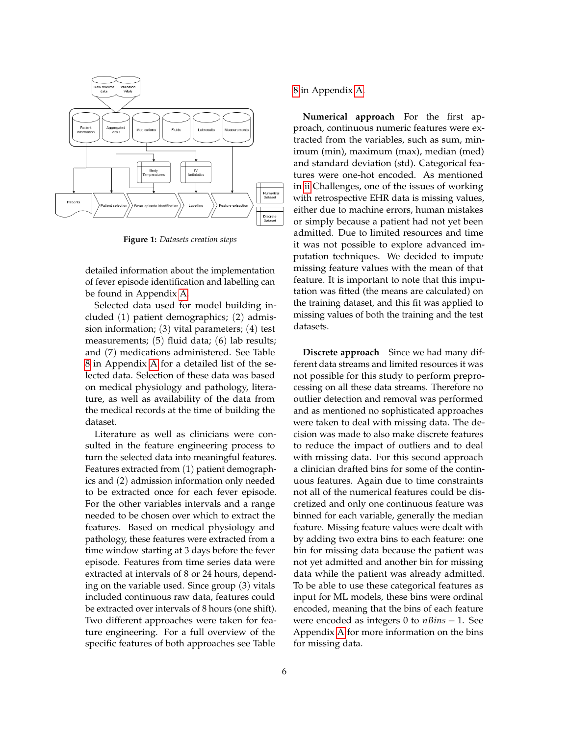**Figure 1:** *Datasets creation steps*

detailed information about the implementation of fever episode identification and labelling can be found in Appendix A.

Selected data used for model building included (1) patient demographics; (2) admission information; (3) vital parameters; (4) test measurements; (5) fluid data; (6) lab results; and (7) medications administered. See Table 8 in Appendix A for a detailed list of the selected data. Selection of these data was based on medical physiology and pathology, literature, as well as availability of the data from the medical records at the time of building the dataset.

Literature as well as clinicians were consulted in the feature engineering process to turn the selected data into meaningful features. Features extracted from (1) patient demographics and (2) admission information only needed to be extracted once for each fever episode. For the other variables intervals and a range needed to be chosen over which to extract the features. Based on medical physiology and pathology, these features were extracted from a time window starting at 3 days before the fever episode. Features from time series data were extracted at intervals of 8 or 24 hours, depending on the variable used. Since group (3) vitals included continuous raw data, features could be extracted over intervals of 8 hours (one shift). Two different approaches were taken for feature engineering. For a full overview of the specific features of both approaches see Table 8 in Appendix A.

**Numerical approach** For the first approach, continuous numeric features were extracted from the variables, such as sum, minimum (min), maximum (max), median (med) and standard deviation (std). Categorical features were one-hot encoded. As mentioned in ii Challenges, one of the issues of working with retrospective EHR data is missing values, either due to machine errors, human mistakes or simply because a patient had not yet been admitted. Due to limited resources and time it was not possible to explore advanced imputation techniques. We decided to impute missing feature values with the mean of that feature. It is important to note that this imputation was fitted (the means are calculated) on the training dataset, and this fit was applied to missing values of both the training and the test datasets.

**Discrete approach** Since we had many different data streams and limited resources it was not possible for this study to perform preprocessing on all these data streams. Therefore no outlier detection and removal was performed and as mentioned no sophisticated approaches were taken to deal with missing data. The decision was made to also make discrete features to reduce the impact of outliers and to deal with missing data. For this second approach a clinician drafted bins for some of the continuous features. Again due to time constraints not all of the numerical features could be discretized and only one continuous feature was binned for each variable, generally the median feature. Missing feature values were dealt with by adding two extra bins to each feature: one bin for missing data because the patient was not yet admitted and another bin for missing data while the patient was already admitted. To be able to use these categorical features as input for ML models, these bins were ordinal encoded, meaning that the bins of each feature were encoded as integers 0 to $nBins - 1$. See Appendix A for more information on the bins for missing data.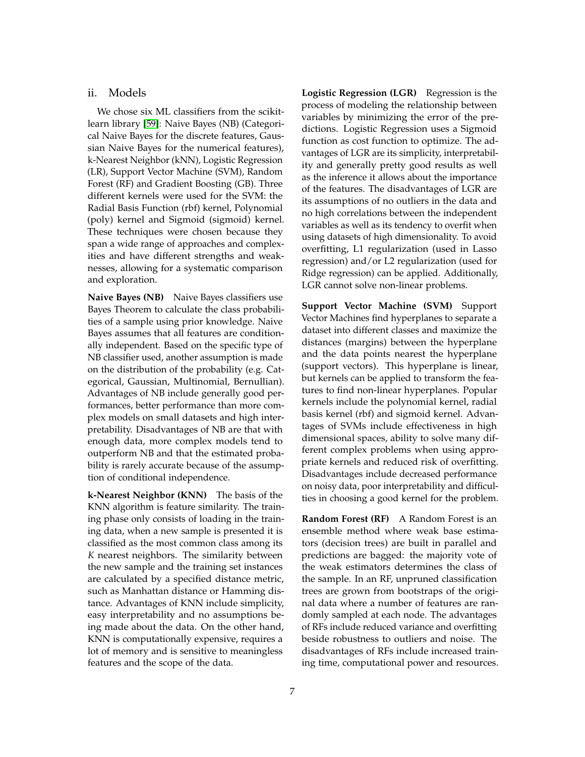## ii. Models

We chose six ML classifiers from the scikit-learn library [59]: Naive Bayes (NB) (Categorical Naive Bayes for the discrete features, Gaussian Naive Bayes for the numerical features), k-Nearest Neighbor (kNN), Logistic Regression (LR), Support Vector Machine (SVM), Random Forest (RF) and Gradient Boosting (GB). Three different kernels were used for the SVM: the Radial Basis Function (rbf) kernel, Polynomial (poly) kernel and Sigmoid (sigmoid) kernel. These techniques were chosen because they span a wide range of approaches and complexities and have different strengths and weaknesses, allowing for a systematic comparison and exploration.

**Naive Bayes (NB)** Naive Bayes classifiers use Bayes Theorem to calculate the class probabilities of a sample using prior knowledge. Naive Bayes assumes that all features are conditionally independent. Based on the specific type of NB classifier used, another assumption is made on the distribution of the probability (e.g. Categorical, Gaussian, Multinomial, Bernullian). Advantages of NB include generally good performances, better performance than more complex models on small datasets and high interpretability. Disadvantages of NB are that with enough data, more complex models tend to outperform NB and that the estimated probability is rarely accurate because of the assumption of conditional independence.

**k-Nearest Neighbor (KNN)** The basis of the KNN algorithm is feature similarity. The training phase only consists of loading in the training data, when a new sample is presented it is classified as the most common class among its $K$ nearest neighbors. The similarity between the new sample and the training set instances are calculated by a specified distance metric, such as Manhattan distance or Hamming distance. Advantages of KNN include simplicity, easy interpretability and no assumptions being made about the data. On the other hand, KNN is computationally expensive, requires a lot of memory and is sensitive to meaningless features and the scope of the data.

**Logistic Regression (LGR)** Regression is the process of modeling the relationship between variables by minimizing the error of the predictions. Logistic Regression uses a Sigmoid function as cost function to optimize. The advantages of LGR are its simplicity, interpretability and generally pretty good results as well as the inference it allows about the importance of the features. The disadvantages of LGR are its assumptions of no outliers in the data and no high correlations between the independent variables as well as its tendency to overfit when using datasets of high dimensionality. To avoid overfitting, L1 regularization (used in Lasso regression) and/or L2 regularization (used for Ridge regression) can be applied. Additionally, LGR cannot solve non-linear problems.

**Support Vector Machine (SVM)** Support Vector Machines find hyperplanes to separate a dataset into different classes and maximize the distances (margins) between the hyperplane and the data points nearest the hyperplane (support vectors). This hyperplane is linear, but kernels can be applied to transform the features to find non-linear hyperplanes. Popular kernels include the polynomial kernel, radial basis kernel (rbf) and sigmoid kernel. Advantages of SVMs include effectiveness in high dimensional spaces, ability to solve many different complex problems when using appropriate kernels and reduced risk of overfitting. Disadvantages include decreased performance on noisy data, poor interpretability and difficulties in choosing a good kernel for the problem.

**Random Forest (RF)** A Random Forest is an ensemble method where weak base estimators (decision trees) are built in parallel and predictions are bagged: the majority vote of the weak estimators determines the class of the sample. In an RF, unpruned classification trees are grown from bootstraps of the original data where a number of features are randomly sampled at each node. The advantages of RFs include reduced variance and overfitting beside robustness to outliers and noise. The disadvantages of RFs include increased training time, computational power and resources.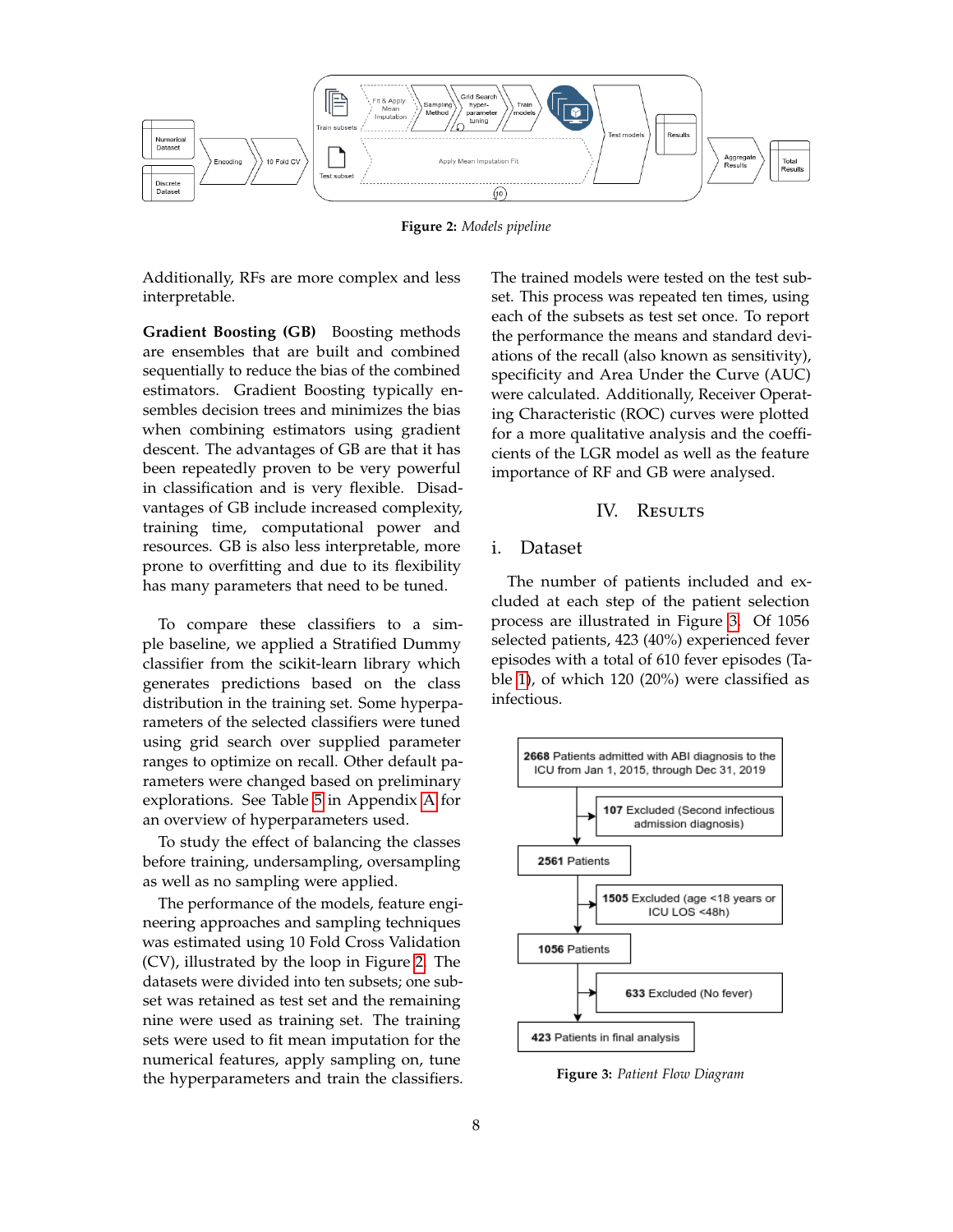Figure 2: *Models pipeline*

Additionally, RFs are more complex and less interpretable.

**Gradient Boosting (GB)** Boosting methods are ensembles that are built and combined sequentially to reduce the bias of the combined estimators. Gradient Boosting typically ensembles decision trees and minimizes the bias when combining estimators using gradient descent. The advantages of GB are that it has been repeatedly proven to be very powerful in classification and is very flexible. Disadvantages of GB include increased complexity, training time, computational power and resources. GB is also less interpretable, more prone to overfitting and due to its flexibility has many parameters that need to be tuned.

To compare these classifiers to a simple baseline, we applied a Stratified Dummy classifier from the scikit-learn library which generates predictions based on the class distribution in the training set. Some hyperparameters of the selected classifiers were tuned using grid search over supplied parameter ranges to optimize on recall. Other default parameters were changed based on preliminary explorations. See Table 5 in Appendix A for an overview of hyperparameters used.

To study the effect of balancing the classes before training, undersampling, oversampling as well as no sampling were applied.

The performance of the models, feature engineering approaches and sampling techniques was estimated using 10 Fold Cross Validation (CV), illustrated by the loop in Figure 2. The datasets were divided into ten subsets; one subset was retained as test set and the remaining nine were used as training set. The training sets were used to fit mean imputation for the numerical features, apply sampling on, tune the hyperparameters and train the classifiers. The trained models were tested on the test subset. This process was repeated ten times, using each of the subsets as test set once. To report the performance the means and standard deviations of the recall (also known as sensitivity), specificity and Area Under the Curve (AUC) were calculated. Additionally, Receiver Operating Characteristic (ROC) curves were plotted for a more qualitative analysis and the coefficients of the LGR model as well as the feature importance of RF and GB were analysed.

# IV. Results

## i. Dataset

The number of patients included and excluded at each step of the patient selection process are illustrated in Figure 3. Of 1056 selected patients, 423 (40%) experienced fever episodes with a total of 610 fever episodes (Table 1), of which 120 (20%) were classified as infectious.

Figure 3: *Patient Flow Diagram*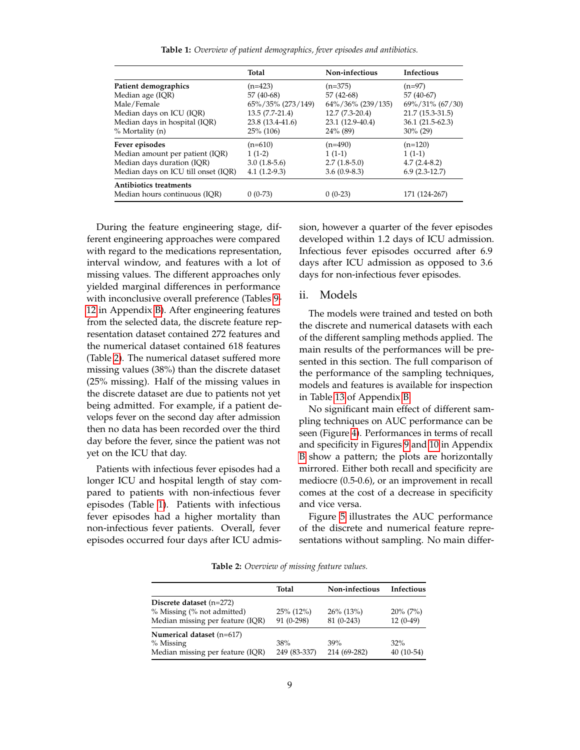**Table 1:** *Overview of patient demographics, fever episodes and antibiotics.*

| | Total | Non-infectious | Infectious |
|---|---|---|---|
| **Patient demographics** | (n=423) | (n=375) | (n=97) |
| Median age (IQR) | 57 (40-68) | 57 (42-68) | 57 (40-67) |
| Male/Female | 65%/35% (273/149) | 64%/36% (239/135) | 69%/31% (67/30) |
| Median days on ICU (IQR) | 13.5 (7.7-21.4) | 12.7 (7.3-20.4) | 21.7 (15.3-31.5) |
| Median days in hospital (IQR) | 23.8 (13.4-41.6) | 23.1 (12.9-40.4) | 36.1 (21.5-62.3) |
| % Mortality (n) | 25% (106) | 24% (89) | 30% (29) |
| **Fever episodes** | (n=610) | (n=490) | (n=120) |
| Median amount per patient (IQR) | 1 (1-2) | 1 (1-1) | 1 (1-1) |
| Median days duration (IQR) | 3.0 (1.8-5.6) | 2.7 (1.8-5.0) | 4.7 (2.4-8.2) |
| Median days on ICU till onset (IQR) | 4.1 (1.2-9.3) | 3.6 (0.9-8.3) | 6.9 (2.3-12.7) |
| **Antibiotics treatments** | | | |
| Median hours continuous (IQR) | 0 (0-73) | 0 (0-23) | 171 (124-267) |

During the feature engineering stage, different engineering approaches were compared with regard to the medications representation, interval window, and features with a lot of missing values. The different approaches only yielded marginal differences in performance with inconclusive overall preference (Tables 9-12 in Appendix B). After engineering features from the selected data, the discrete feature representation dataset contained 272 features and the numerical dataset contained 618 features (Table 2). The numerical dataset suffered more missing values (38%) than the discrete dataset (25% missing). Half of the missing values in the discrete dataset are due to patients not yet being admitted. For example, if a patient develops fever on the second day after admission then no data has been recorded over the third day before the fever, since the patient was not yet on the ICU that day.

Patients with infectious fever episodes had a longer ICU and hospital length of stay compared to patients with non-infectious fever episodes (Table 1). Patients with infectious fever episodes had a higher mortality than non-infectious fever patients. Overall, fever episodes occurred four days after ICU admission, however a quarter of the fever episodes developed within 1.2 days of ICU admission. Infectious fever episodes occurred after 6.9 days after ICU admission as opposed to 3.6 days for non-infectious fever episodes.

## ii. Models

The models were trained and tested on both the discrete and numerical datasets with each of the different sampling methods applied. The main results of the performances will be presented in this section. The full comparison of the performance of the sampling techniques, models and features is available for inspection in Table 13 of Appendix B.

No significant main effect of different sampling techniques on AUC performance can be seen (Figure 4). Performances in terms of recall and specificity in Figures 9 and 10 in Appendix B show a pattern; the plots are horizontally mirrored. Either both recall and specificity are mediocre (0.5-0.6), or an improvement in recall comes at the cost of a decrease in specificity and vice versa.

Figure 5 illustrates the AUC performance of the discrete and numerical feature representations without sampling. No main differ-

**Table 2:** *Overview of missing feature values.*

| | Total | Non-infectious | Infectious |
|---|---|---|---|
| **Discrete dataset** (n=272) | | | |
| % Missing (% not admitted) | 25% (12%) | 26% (13%) | 20% (7%) |
| Median missing per feature (IQR) | 91 (0-298) | 81 (0-243) | 12 (0-49) |
| **Numerical dataset** (n=617) | | | |
| % Missing | 38% | 39% | 32% |
| Median missing per feature (IQR) | 249 (83-337) | 214 (69-282) | 40 (10-54) |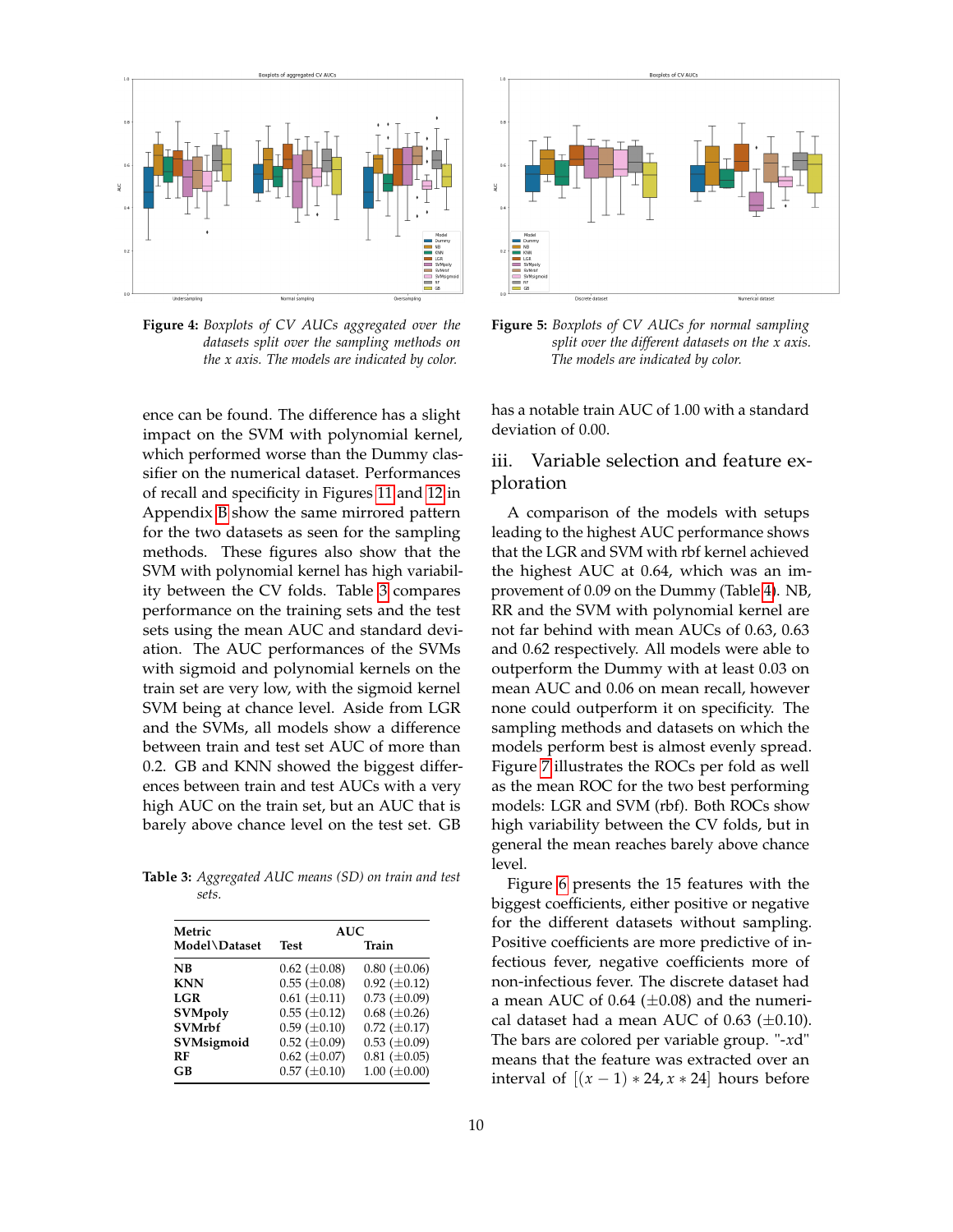**Figure 4:** *Boxplots of CV AUCs aggregated over the datasets split over the sampling methods on the x axis. The models are indicated by color.*

**Figure 5:** *Boxplots of CV AUCs for normal sampling split over the different datasets on the x axis. The models are indicated by color.*

ence can be found. The difference has a slight impact on the SVM with polynomial kernel, which performed worse than the Dummy classifier on the numerical dataset. Performances of recall and specificity in Figures 11 and 12 in Appendix B show the same mirrored pattern for the two datasets as seen for the sampling methods. These figures also show that the SVM with polynomial kernel has high variability between the CV folds. Table 3 compares performance on the training sets and the test sets using the mean AUC and standard deviation. The AUC performances of the SVMs with sigmoid and polynomial kernels on the train set are very low, with the sigmoid kernel SVM being at chance level. Aside from LGR and the SVMs, all models show a difference between train and test set AUC of more than 0.2. GB and KNN showed the biggest differences between train and test AUCs with a very high AUC on the train set, but an AUC that is barely above chance level on the test set. GB has a notable train AUC of 1.00 with a standard deviation of 0.00.

**Table 3:** *Aggregated AUC means (SD) on train and test sets.*

| Metric | AUC | |
|---|---|---|
| **Model\Dataset** | **Test** | **Train** |
| **NB** | 0.62 (±0.08) | 0.80 (±0.06) |
| **KNN** | 0.55 (±0.08) | 0.92 (±0.12) |
| **LGR** | 0.61 (±0.11) | 0.73 (±0.09) |
| **SVMpoly** | 0.55 (±0.12) | 0.68 (±0.26) |
| **SVMrbf** | 0.59 (±0.10) | 0.72 (±0.17) |
| **SVMsigmoid** | 0.52 (±0.09) | 0.53 (±0.09) |
| **RF** | 0.62 (±0.07) | 0.81 (±0.05) |
| **GB** | 0.57 (±0.10) | 1.00 (±0.00) |

## iii. Variable selection and feature exploration

A comparison of the models with setups leading to the highest AUC performance shows that the LGR and SVM with rbf kernel achieved the highest AUC at 0.64, which was an improvement of 0.09 on the Dummy (Table 4). NB, RR and the SVM with polynomial kernel are not far behind with mean AUCs of 0.63, 0.63 and 0.62 respectively. All models were able to outperform the Dummy with at least 0.03 on mean AUC and 0.06 on mean recall, however none could outperform it on specificity. The sampling methods and datasets on which the models perform best is almost evenly spread. Figure 7 illustrates the ROCs per fold as well as the mean ROC for the two best performing models: LGR and SVM (rbf). Both ROCs show high variability between the CV folds, but in general the mean reaches barely above chance level.

Figure 6 presents the 15 features with the biggest coefficients, either positive or negative for the different datasets without sampling. Positive coefficients are more predictive of infectious fever, negative coefficients more of non-infectious fever. The discrete dataset had a mean AUC of 0.64 (±0.08) and the numerical dataset had a mean AUC of 0.63 (±0.10). The bars are colored per variable group. "-$x$d" means that the feature was extracted over an interval of $[(x-1)*24, x*24]$ hours before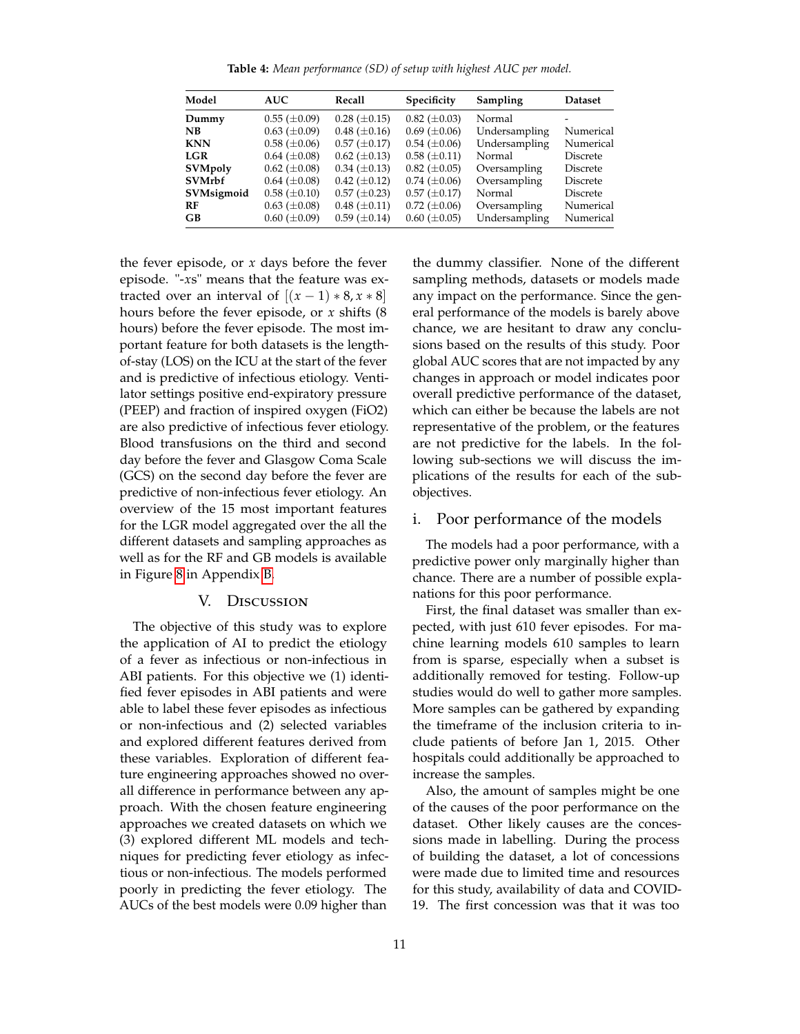**Table 4:** *Mean performance (SD) of setup with highest AUC per model.*

| Model | AUC | Recall | Specificity | Sampling | Dataset |
|---|---|---|---|---|---|
| **Dummy** | 0.55 ($\pm$0.09) | 0.28 ($\pm$0.15) | 0.82 ($\pm$0.03) | Normal | - |
| **NB** | 0.63 ($\pm$0.09) | 0.48 ($\pm$0.16) | 0.69 ($\pm$0.06) | Undersampling | Numerical |
| **KNN** | 0.58 ($\pm$0.06) | 0.57 ($\pm$0.17) | 0.54 ($\pm$0.06) | Undersampling | Numerical |
| **LGR** | 0.64 ($\pm$0.08) | 0.62 ($\pm$0.13) | 0.58 ($\pm$0.11) | Normal | Discrete |
| **SVMpoly** | 0.62 ($\pm$0.08) | 0.34 ($\pm$0.13) | 0.82 ($\pm$0.05) | Oversampling | Discrete |
| **SVMrbf** | 0.64 ($\pm$0.08) | 0.42 ($\pm$0.12) | 0.74 ($\pm$0.06) | Oversampling | Discrete |
| **SVMsigmoid** | 0.58 ($\pm$0.10) | 0.57 ($\pm$0.23) | 0.57 ($\pm$0.17) | Normal | Discrete |
| **RF** | 0.63 ($\pm$0.08) | 0.48 ($\pm$0.11) | 0.72 ($\pm$0.06) | Oversampling | Numerical |
| **GB** | 0.60 ($\pm$0.09) | 0.59 ($\pm$0.14) | 0.60 ($\pm$0.05) | Undersampling | Numerical |

the fever episode, or $x$ days before the fever episode. "-$x$s" means that the feature was extracted over an interval of $[(x-1)*8, x*8]$ hours before the fever episode, or $x$ shifts (8 hours) before the fever episode. The most important feature for both datasets is the length-of-stay (LOS) on the ICU at the start of the fever and is predictive of infectious etiology. Ventilator settings positive end-expiratory pressure (PEEP) and fraction of inspired oxygen (FiO2) are also predictive of infectious fever etiology. Blood transfusions on the third and second day before the fever and Glasgow Coma Scale (GCS) on the second day before the fever are predictive of non-infectious fever etiology. An overview of the 15 most important features for the LGR model aggregated over the all the different datasets and sampling approaches as well as for the RF and GB models is available in Figure 8 in Appendix B.

## V. Discussion

The objective of this study was to explore the application of AI to predict the etiology of a fever as infectious or non-infectious in ABI patients. For this objective we (1) identified fever episodes in ABI patients and were able to label these fever episodes as infectious or non-infectious and (2) selected variables and explored different features derived from these variables. Exploration of different feature engineering approaches showed no overall difference in performance between any approach. With the chosen feature engineering approaches we created datasets on which we (3) explored different ML models and techniques for predicting fever etiology as infectious or non-infectious. The models performed poorly in predicting the fever etiology. The AUCs of the best models were 0.09 higher than the dummy classifier. None of the different sampling methods, datasets or models made any impact on the performance. Since the general performance of the models is barely above chance, we are hesitant to draw any conclusions based on the results of this study. Poor global AUC scores that are not impacted by any changes in approach or model indicates poor overall predictive performance of the dataset, which can either be because the labels are not representative of the problem, or the features are not predictive for the labels. In the following sub-sections we will discuss the implications of the results for each of the sub-objectives.

### i. Poor performance of the models

The models had a poor performance, with a predictive power only marginally higher than chance. There are a number of possible explanations for this poor performance.

First, the final dataset was smaller than expected, with just 610 fever episodes. For machine learning models 610 samples to learn from is sparse, especially when a subset is additionally removed for testing. Follow-up studies would do well to gather more samples. More samples can be gathered by expanding the timeframe of the inclusion criteria to include patients of before Jan 1, 2015. Other hospitals could additionally be approached to increase the samples.

Also, the amount of samples might be one of the causes of the poor performance on the dataset. Other likely causes are the concessions made in labelling. During the process of building the dataset, a lot of concessions were made due to limited time and resources for this study, availability of data and COVID-19. The first concession was that it was too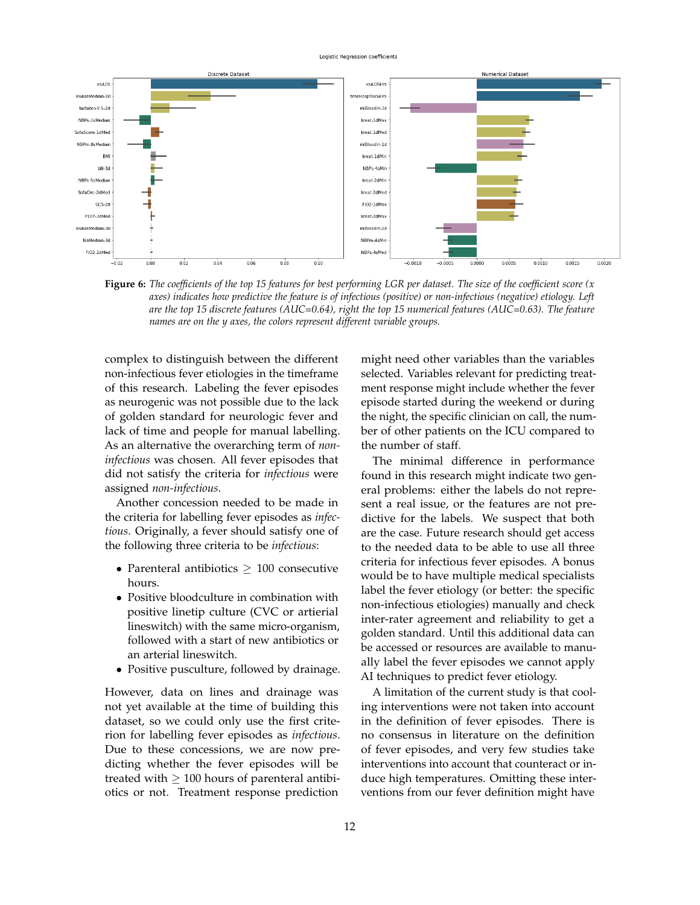**Figure 6:** *The coefficients of the top 15 features for best performing LGR per dataset. The size of the coefficient score (x axes) indicates how predictive the feature is of infectious (positive) or non-infectious (negative) etiology. Left are the top 15 discrete features (AUC=0.64), right the top 15 numerical features (AUC=0.63). The feature names are on the y axes, the colors represent different variable groups.*

complex to distinguish between the different non-infectious fever etiologies in the timeframe of this research. Labeling the fever episodes as neurogenic was not possible due to the lack of golden standard for neurologic fever and lack of time and people for manual labelling. As an alternative the overarching term of *non-infectious* was chosen. All fever episodes that did not satisfy the criteria for *infectious* were assigned *non-infectious*.

Another concession needed to be made in the criteria for labelling fever episodes as *infectious*. Originally, a fever should satisfy one of the following three criteria to be *infectious*:

- Parenteral antibiotics $\geq$ 100 consecutive hours.
- Positive bloodculture in combination with positive linetip culture (CVC or artierial lineswitch) with the same micro-organism, followed with a start of new antibiotics or an arterial lineswitch.
- Positive pusculture, followed by drainage.

However, data on lines and drainage was not yet available at the time of building this dataset, so we could only use the first criterion for labelling fever episodes as *infectious*. Due to these concessions, we are now predicting whether the fever episodes will be treated with $\geq$ 100 hours of parenteral antibiotics or not. Treatment response prediction might need other variables than the variables selected. Variables relevant for predicting treatment response might include whether the fever episode started during the weekend or during the night, the specific clinician on call, the number of other patients on the ICU compared to the number of staff.

The minimal difference in performance found in this research might indicate two general problems: either the labels do not represent a real issue, or the features are not predictive for the labels. We suspect that both are the case. Future research should get access to the needed data to be able to use all three criteria for infectious fever episodes. A bonus would be to have multiple medical specialists label the fever etiology (or better: the specific non-infectious etiologies) manually and check inter-rater agreement and reliability to get a golden standard. Until this additional data can be accessed or resources are available to manually label the fever episodes we cannot apply AI techniques to predict fever etiology.

A limitation of the current study is that cooling interventions were not taken into account in the definition of fever episodes. There is no consensus in literature on the definition of fever episodes, and very few studies take interventions into account that counteract or induce high temperatures. Omitting these interventions from our fever definition might have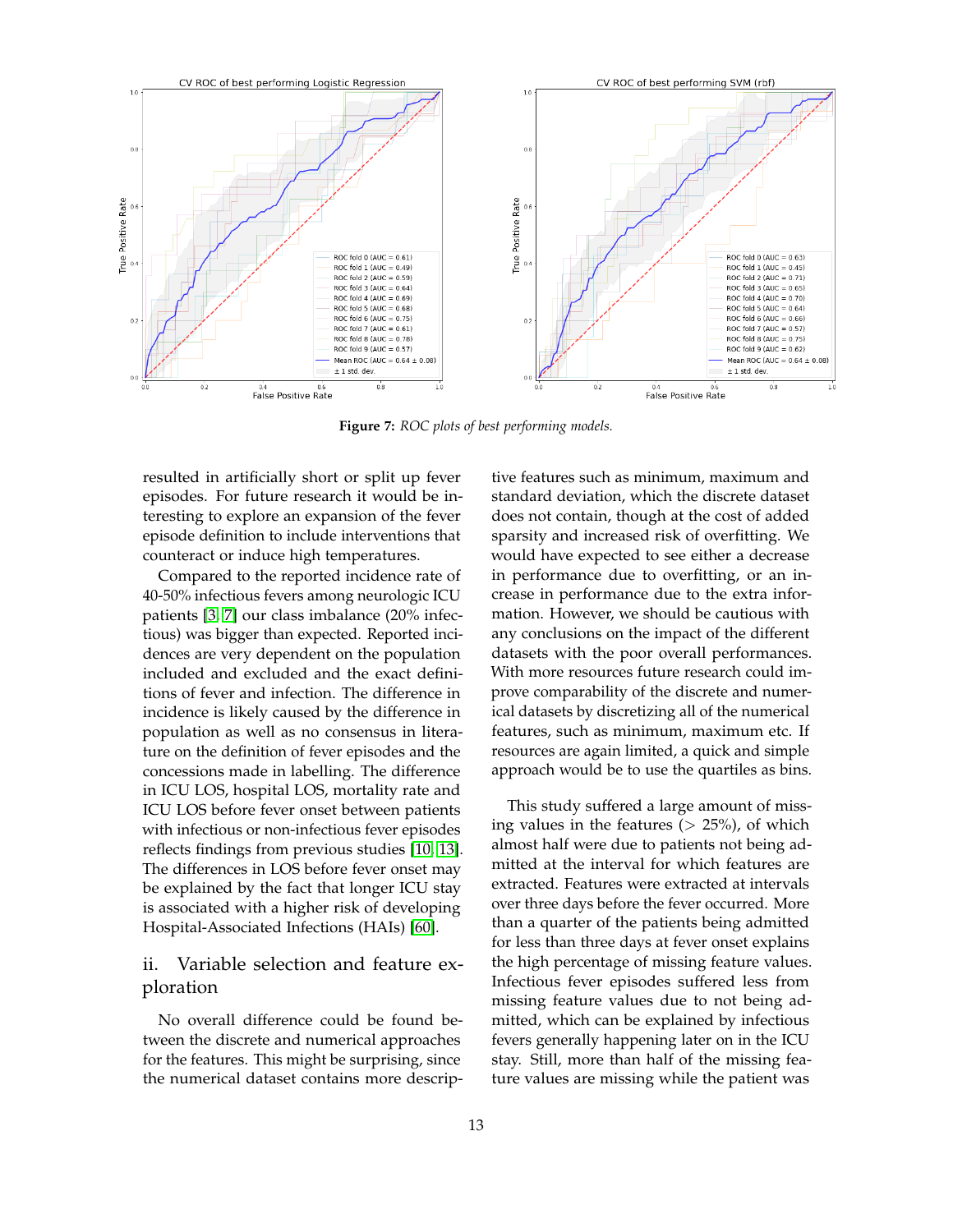**Figure 7:** *ROC plots of best performing models.*

resulted in artificially short or split up fever episodes. For future research it would be interesting to explore an expansion of the fever episode definition to include interventions that counteract or induce high temperatures.

Compared to the reported incidence rate of 40-50% infectious fevers among neurologic ICU patients [3, 7] our class imbalance (20% infectious) was bigger than expected. Reported incidences are very dependent on the population included and excluded and the exact definitions of fever and infection. The difference in incidence is likely caused by the difference in population as well as no consensus in literature on the definition of fever episodes and the concessions made in labelling. The difference in ICU LOS, hospital LOS, mortality rate and ICU LOS before fever onset between patients with infectious or non-infectious fever episodes reflects findings from previous studies [10, 13]. The differences in LOS before fever onset may be explained by the fact that longer ICU stay is associated with a higher risk of developing Hospital-Associated Infections (HAIs) [60].

## ii. Variable selection and feature exploration

No overall difference could be found between the discrete and numerical approaches for the features. This might be surprising, since the numerical dataset contains more descriptive features such as minimum, maximum and standard deviation, which the discrete dataset does not contain, though at the cost of added sparsity and increased risk of overfitting. We would have expected to see either a decrease in performance due to overfitting, or an increase in performance due to the extra information. However, we should be cautious with any conclusions on the impact of the different datasets with the poor overall performances. With more resources future research could improve comparability of the discrete and numerical datasets by discretizing all of the numerical features, such as minimum, maximum etc. If resources are again limited, a quick and simple approach would be to use the quartiles as bins.

This study suffered a large amount of missing values in the features (> 25%), of which almost half were due to patients not being admitted at the interval for which features are extracted. Features were extracted at intervals over three days before the fever occurred. More than a quarter of the patients being admitted for less than three days at fever onset explains the high percentage of missing feature values. Infectious fever episodes suffered less from missing feature values due to not being admitted, which can be explained by infectious fevers generally happening later on in the ICU stay. Still, more than half of the missing feature values are missing while the patient was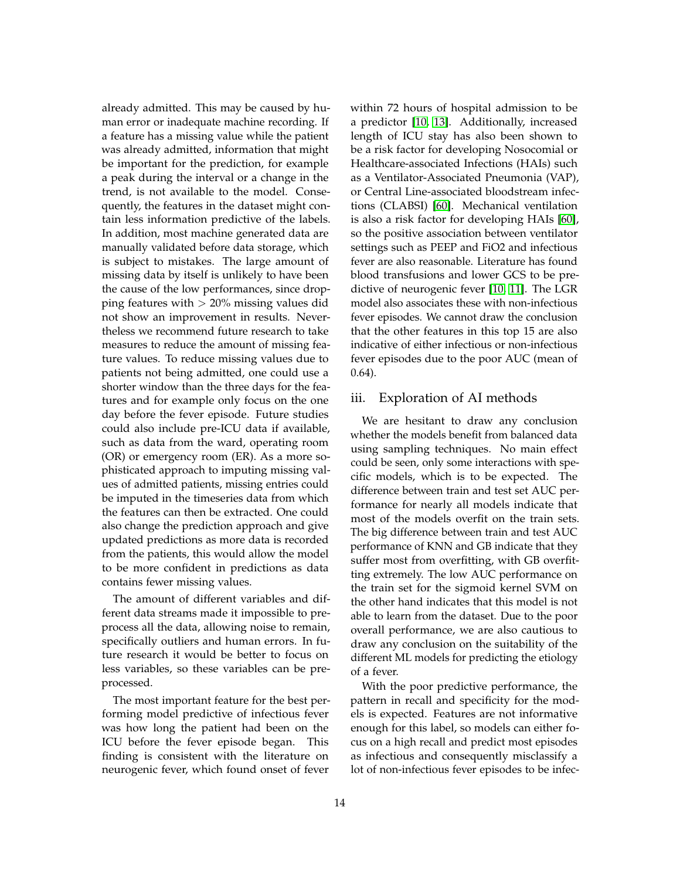already admitted. This may be caused by human error or inadequate machine recording. If a feature has a missing value while the patient was already admitted, information that might be important for the prediction, for example a peak during the interval or a change in the trend, is not available to the model. Consequently, the features in the dataset might contain less information predictive of the labels. In addition, most machine generated data are manually validated before data storage, which is subject to mistakes. The large amount of missing data by itself is unlikely to have been the cause of the low performances, since dropping features with $> 20\%$ missing values did not show an improvement in results. Nevertheless we recommend future research to take measures to reduce the amount of missing feature values. To reduce missing values due to patients not being admitted, one could use a shorter window than the three days for the features and for example only focus on the one day before the fever episode. Future studies could also include pre-ICU data if available, such as data from the ward, operating room (OR) or emergency room (ER). As a more sophisticated approach to imputing missing values of admitted patients, missing entries could be imputed in the timeseries data from which the features can then be extracted. One could also change the prediction approach and give updated predictions as more data is recorded from the patients, this would allow the model to be more confident in predictions as data contains fewer missing values.

The amount of different variables and different data streams made it impossible to preprocess all the data, allowing noise to remain, specifically outliers and human errors. In future research it would be better to focus on less variables, so these variables can be preprocessed.

The most important feature for the best performing model predictive of infectious fever was how long the patient had been on the ICU before the fever episode began. This finding is consistent with the literature on neurogenic fever, which found onset of fever within 72 hours of hospital admission to be a predictor [10, 13]. Additionally, increased length of ICU stay has also been shown to be a risk factor for developing Nosocomial or Healthcare-associated Infections (HAIs) such as a Ventilator-Associated Pneumonia (VAP), or Central Line-associated bloodstream infections (CLABSI) [60]. Mechanical ventilation is also a risk factor for developing HAIs [60], so the positive association between ventilator settings such as PEEP and FiO2 and infectious fever are also reasonable. Literature has found blood transfusions and lower GCS to be predictive of neurogenic fever [10, 11]. The LGR model also associates these with non-infectious fever episodes. We cannot draw the conclusion that the other features in this top 15 are also indicative of either infectious or non-infectious fever episodes due to the poor AUC (mean of 0.64).

### iii. Exploration of AI methods

We are hesitant to draw any conclusion whether the models benefit from balanced data using sampling techniques. No main effect could be seen, only some interactions with specific models, which is to be expected. The difference between train and test set AUC performance for nearly all models indicate that most of the models overfit on the train sets. The big difference between train and test AUC performance of KNN and GB indicate that they suffer most from overfitting, with GB overfitting extremely. The low AUC performance on the train set for the sigmoid kernel SVM on the other hand indicates that this model is not able to learn from the dataset. Due to the poor overall performance, we are also cautious to draw any conclusion on the suitability of the different ML models for predicting the etiology of a fever.

With the poor predictive performance, the pattern in recall and specificity for the models is expected. Features are not informative enough for this label, so models can either focus on a high recall and predict most episodes as infectious and consequently misclassify a lot of non-infectious fever episodes to be infec-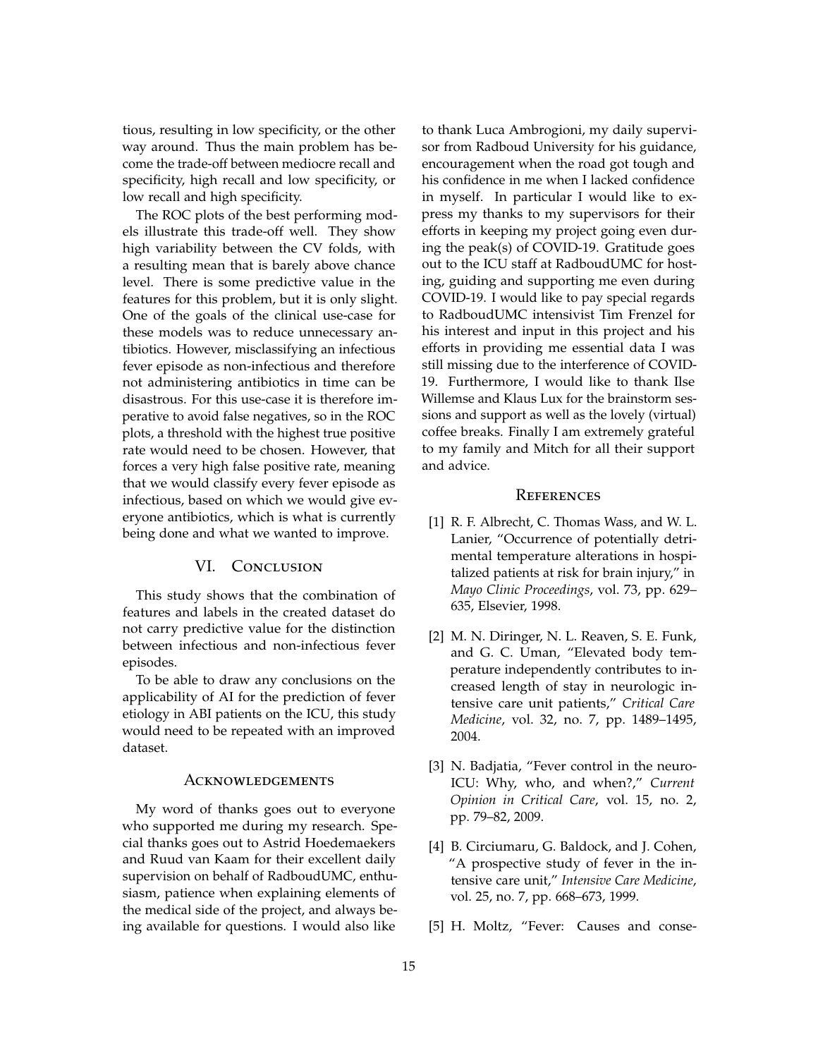tious, resulting in low specificity, or the other way around. Thus the main problem has become the trade-off between mediocre recall and specificity, high recall and low specificity, or low recall and high specificity.

The ROC plots of the best performing models illustrate this trade-off well. They show high variability between the CV folds, with a resulting mean that is barely above chance level. There is some predictive value in the features for this problem, but it is only slight. One of the goals of the clinical use-case for these models was to reduce unnecessary antibiotics. However, misclassifying an infectious fever episode as non-infectious and therefore not administering antibiotics in time can be disastrous. For this use-case it is therefore imperative to avoid false negatives, so in the ROC plots, a threshold with the highest true positive rate would need to be chosen. However, that forces a very high false positive rate, meaning that we would classify every fever episode as infectious, based on which we would give everyone antibiotics, which is what is currently being done and what we wanted to improve.

## VI. Conclusion

This study shows that the combination of features and labels in the created dataset do not carry predictive value for the distinction between infectious and non-infectious fever episodes.

To be able to draw any conclusions on the applicability of AI for the prediction of fever etiology in ABI patients on the ICU, this study would need to be repeated with an improved dataset.

## Acknowledgements

My word of thanks goes out to everyone who supported me during my research. Special thanks goes out to Astrid Hoedemaekers and Ruud van Kaam for their excellent daily supervision on behalf of RadboudUMC, enthusiasm, patience when explaining elements of the medical side of the project, and always being available for questions. I would also like to thank Luca Ambrogioni, my daily supervisor from Radboud University for his guidance, encouragement when the road got tough and his confidence in me when I lacked confidence in myself. In particular I would like to express my thanks to my supervisors for their efforts in keeping my project going even during the peak(s) of COVID-19. Gratitude goes out to the ICU staff at RadboudUMC for hosting, guiding and supporting me even during COVID-19. I would like to pay special regards to RadboudUMC intensivist Tim Frenzel for his interest and input in this project and his efforts in providing me essential data I was still missing due to the interference of COVID-19. Furthermore, I would like to thank Ilse Willemse and Klaus Lux for the brainstorm sessions and support as well as the lovely (virtual) coffee breaks. Finally I am extremely grateful to my family and Mitch for all their support and advice.

## References

[1] R. F. Albrecht, C. Thomas Wass, and W. L. Lanier, "Occurrence of potentially detrimental temperature alterations in hospitalized patients at risk for brain injury," in *Mayo Clinic Proceedings*, vol. 73, pp. 629–635, Elsevier, 1998.

[2] M. N. Diringer, N. L. Reaven, S. E. Funk, and G. C. Uman, "Elevated body temperature independently contributes to increased length of stay in neurologic intensive care unit patients," *Critical Care Medicine*, vol. 32, no. 7, pp. 1489–1495, 2004.

[3] N. Badjatia, "Fever control in the neuro-ICU: Why, who, and when?," *Current Opinion in Critical Care*, vol. 15, no. 2, pp. 79–82, 2009.

[4] B. Circiumaru, G. Baldock, and J. Cohen, "A prospective study of fever in the intensive care unit," *Intensive Care Medicine*, vol. 25, no. 7, pp. 668–673, 1999.

[5] H. Moltz, "Fever: Causes and conse-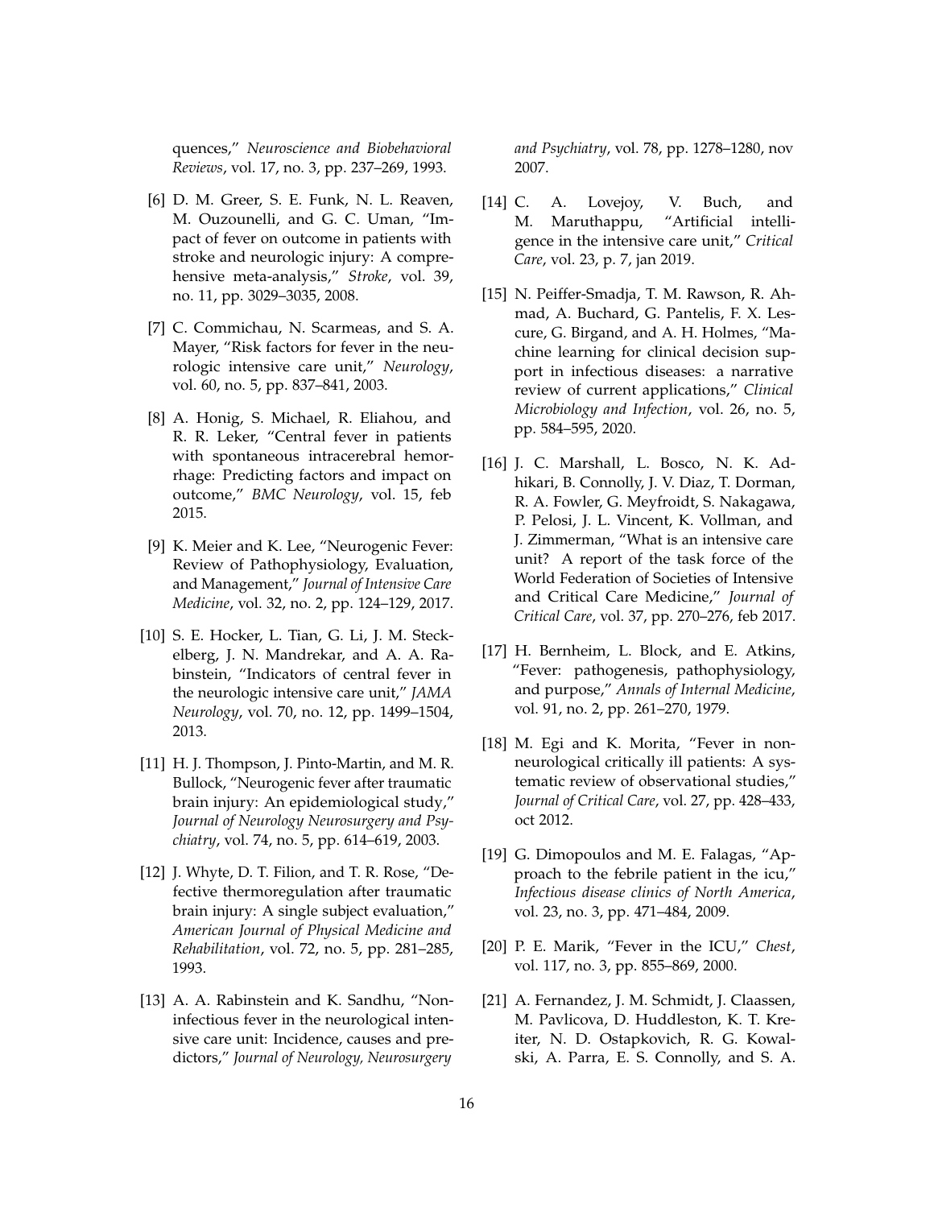quences," *Neuroscience and Biobehavioral Reviews*, vol. 17, no. 3, pp. 237–269, 1993.

[6] D. M. Greer, S. E. Funk, N. L. Reaven, M. Ouzounelli, and G. C. Uman, "Impact of fever on outcome in patients with stroke and neurologic injury: A comprehensive meta-analysis," *Stroke*, vol. 39, no. 11, pp. 3029–3035, 2008.

[7] C. Commichau, N. Scarmeas, and S. A. Mayer, "Risk factors for fever in the neurologic intensive care unit," *Neurology*, vol. 60, no. 5, pp. 837–841, 2003.

[8] A. Honig, S. Michael, R. Eliahou, and R. R. Leker, "Central fever in patients with spontaneous intracerebral hemorrhage: Predicting factors and impact on outcome," *BMC Neurology*, vol. 15, feb 2015.

[9] K. Meier and K. Lee, "Neurogenic Fever: Review of Pathophysiology, Evaluation, and Management," *Journal of Intensive Care Medicine*, vol. 32, no. 2, pp. 124–129, 2017.

[10] S. E. Hocker, L. Tian, G. Li, J. M. Steckelberg, J. N. Mandrekar, and A. A. Rabinstein, "Indicators of central fever in the neurologic intensive care unit," *JAMA Neurology*, vol. 70, no. 12, pp. 1499–1504, 2013.

[11] H. J. Thompson, J. Pinto-Martin, and M. R. Bullock, "Neurogenic fever after traumatic brain injury: An epidemiological study," *Journal of Neurology Neurosurgery and Psychiatry*, vol. 74, no. 5, pp. 614–619, 2003.

[12] J. Whyte, D. T. Filion, and T. R. Rose, "Defective thermoregulation after traumatic brain injury: A single subject evaluation," *American Journal of Physical Medicine and Rehabilitation*, vol. 72, no. 5, pp. 281–285, 1993.

[13] A. A. Rabinstein and K. Sandhu, "Non-infectious fever in the neurological intensive care unit: Incidence, causes and predictors," *Journal of Neurology, Neurosurgery and Psychiatry*, vol. 78, pp. 1278–1280, nov 2007.

[14] C. A. Lovejoy, V. Buch, and M. Maruthappu, "Artificial intelligence in the intensive care unit," *Critical Care*, vol. 23, p. 7, jan 2019.

[15] N. Peiffer-Smadja, T. M. Rawson, R. Ahmad, A. Buchard, G. Pantelis, F. X. Lescure, G. Birgand, and A. H. Holmes, "Machine learning for clinical decision support in infectious diseases: a narrative review of current applications," *Clinical Microbiology and Infection*, vol. 26, no. 5, pp. 584–595, 2020.

[16] J. C. Marshall, L. Bosco, N. K. Adhikari, B. Connolly, J. V. Diaz, T. Dorman, R. A. Fowler, G. Meyfroidt, S. Nakagawa, P. Pelosi, J. L. Vincent, K. Vollman, and J. Zimmerman, "What is an intensive care unit? A report of the task force of the World Federation of Societies of Intensive and Critical Care Medicine," *Journal of Critical Care*, vol. 37, pp. 270–276, feb 2017.

[17] H. Bernheim, L. Block, and E. Atkins, "Fever: pathogenesis, pathophysiology, and purpose," *Annals of Internal Medicine*, vol. 91, no. 2, pp. 261–270, 1979.

[18] M. Egi and K. Morita, "Fever in non-neurological critically ill patients: A systematic review of observational studies," *Journal of Critical Care*, vol. 27, pp. 428–433, oct 2012.

[19] G. Dimopoulos and M. E. Falagas, "Approach to the febrile patient in the icu," *Infectious disease clinics of North America*, vol. 23, no. 3, pp. 471–484, 2009.

[20] P. E. Marik, "Fever in the ICU," *Chest*, vol. 117, no. 3, pp. 855–869, 2000.

[21] A. Fernandez, J. M. Schmidt, J. Claassen, M. Pavlicova, D. Huddleston, K. T. Kreiter, N. D. Ostapkovich, R. G. Kowalski, A. Parra, E. S. Connolly, and S. A.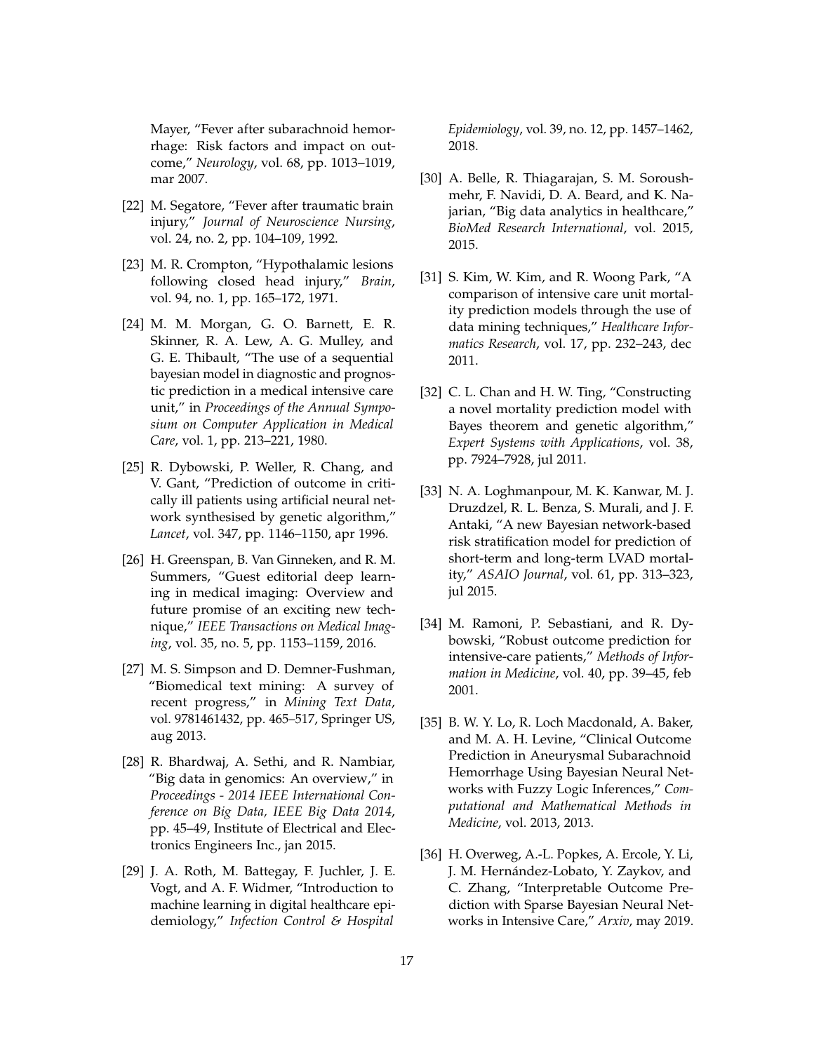Mayer, "Fever after subarachnoid hemorrhage: Risk factors and impact on outcome," *Neurology*, vol. 68, pp. 1013–1019, mar 2007.

[22] M. Segatore, "Fever after traumatic brain injury," *Journal of Neuroscience Nursing*, vol. 24, no. 2, pp. 104–109, 1992.

[23] M. R. Crompton, "Hypothalamic lesions following closed head injury," *Brain*, vol. 94, no. 1, pp. 165–172, 1971.

[24] M. M. Morgan, G. O. Barnett, E. R. Skinner, R. A. Lew, A. G. Mulley, and G. E. Thibault, "The use of a sequential bayesian model in diagnostic and prognostic prediction in a medical intensive care unit," in *Proceedings of the Annual Symposium on Computer Application in Medical Care*, vol. 1, pp. 213–221, 1980.

[25] R. Dybowski, P. Weller, R. Chang, and V. Gant, "Prediction of outcome in critically ill patients using artificial neural network synthesised by genetic algorithm," *Lancet*, vol. 347, pp. 1146–1150, apr 1996.

[26] H. Greenspan, B. Van Ginneken, and R. M. Summers, "Guest editorial deep learning in medical imaging: Overview and future promise of an exciting new technique," *IEEE Transactions on Medical Imaging*, vol. 35, no. 5, pp. 1153–1159, 2016.

[27] M. S. Simpson and D. Demner-Fushman, "Biomedical text mining: A survey of recent progress," in *Mining Text Data*, vol. 9781461432, pp. 465–517, Springer US, aug 2013.

[28] R. Bhardwaj, A. Sethi, and R. Nambiar, "Big data in genomics: An overview," in *Proceedings - 2014 IEEE International Conference on Big Data, IEEE Big Data 2014*, pp. 45–49, Institute of Electrical and Electronics Engineers Inc., jan 2015.

[29] J. A. Roth, M. Battegay, F. Juchler, J. E. Vogt, and A. F. Widmer, "Introduction to machine learning in digital healthcare epidemiology," *Infection Control & Hospital Epidemiology*, vol. 39, no. 12, pp. 1457–1462, 2018.

[30] A. Belle, R. Thiagarajan, S. M. Soroushmehr, F. Navidi, D. A. Beard, and K. Najarian, "Big data analytics in healthcare," *BioMed Research International*, vol. 2015, 2015.

[31] S. Kim, W. Kim, and R. Woong Park, "A comparison of intensive care unit mortality prediction models through the use of data mining techniques," *Healthcare Informatics Research*, vol. 17, pp. 232–243, dec 2011.

[32] C. L. Chan and H. W. Ting, "Constructing a novel mortality prediction model with Bayes theorem and genetic algorithm," *Expert Systems with Applications*, vol. 38, pp. 7924–7928, jul 2011.

[33] N. A. Loghmanpour, M. K. Kanwar, M. J. Druzdzel, R. L. Benza, S. Murali, and J. F. Antaki, "A new Bayesian network-based risk stratification model for prediction of short-term and long-term LVAD mortality," *ASAIO Journal*, vol. 61, pp. 313–323, jul 2015.

[34] M. Ramoni, P. Sebastiani, and R. Dybowski, "Robust outcome prediction for intensive-care patients," *Methods of Information in Medicine*, vol. 40, pp. 39–45, feb 2001.

[35] B. W. Y. Lo, R. Loch Macdonald, A. Baker, and M. A. H. Levine, "Clinical Outcome Prediction in Aneurysmal Subarachnoid Hemorrhage Using Bayesian Neural Networks with Fuzzy Logic Inferences," *Computational and Mathematical Methods in Medicine*, vol. 2013, 2013.

[36] H. Overweg, A.-L. Popkes, A. Ercole, Y. Li, J. M. Hernández-Lobato, Y. Zaykov, and C. Zhang, "Interpretable Outcome Prediction with Sparse Bayesian Neural Networks in Intensive Care," *Arxiv*, may 2019.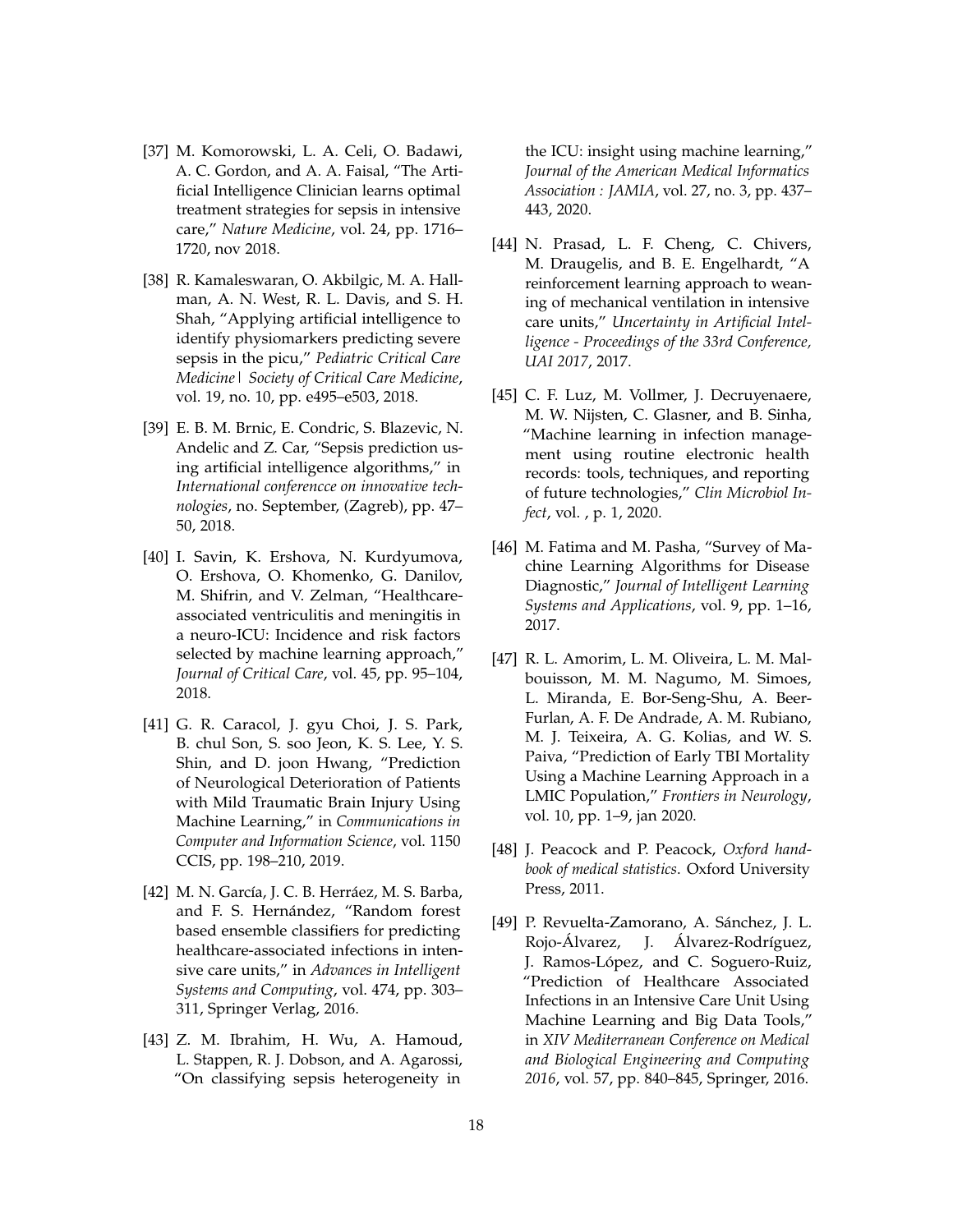[37] M. Komorowski, L. A. Celi, O. Badawi, A. C. Gordon, and A. A. Faisal, "The Artificial Intelligence Clinician learns optimal treatment strategies for sepsis in intensive care," *Nature Medicine*, vol. 24, pp. 1716–1720, nov 2018.

[38] R. Kamaleswaran, O. Akbilgic, M. A. Hallman, A. N. West, R. L. Davis, and S. H. Shah, "Applying artificial intelligence to identify physiomarkers predicting severe sepsis in the picu," *Pediatric Critical Care Medicine| Society of Critical Care Medicine*, vol. 19, no. 10, pp. e495–e503, 2018.

[39] E. B. M. Brnic, E. Condric, S. Blazevic, N. Andelic and Z. Car, "Sepsis prediction using artificial intelligence algorithms," in *International conferencce on innovative technologies*, no. September, (Zagreb), pp. 47–50, 2018.

[40] I. Savin, K. Ershova, N. Kurdyumova, O. Ershova, O. Khomenko, G. Danilov, M. Shifrin, and V. Zelman, "Healthcare-associated ventriculitis and meningitis in a neuro-ICU: Incidence and risk factors selected by machine learning approach," *Journal of Critical Care*, vol. 45, pp. 95–104, 2018.

[41] G. R. Caracol, J. gyu Choi, J. S. Park, B. chul Son, S. soo Jeon, K. S. Lee, Y. S. Shin, and D. joon Hwang, "Prediction of Neurological Deterioration of Patients with Mild Traumatic Brain Injury Using Machine Learning," in *Communications in Computer and Information Science*, vol. 1150 CCIS, pp. 198–210, 2019.

[42] M. N. García, J. C. B. Herráez, M. S. Barba, and F. S. Hernández, "Random forest based ensemble classifiers for predicting healthcare-associated infections in intensive care units," in *Advances in Intelligent Systems and Computing*, vol. 474, pp. 303–311, Springer Verlag, 2016.

[43] Z. M. Ibrahim, H. Wu, A. Hamoud, L. Stappen, R. J. Dobson, and A. Agarossi, "On classifying sepsis heterogeneity in the ICU: insight using machine learning," *Journal of the American Medical Informatics Association : JAMIA*, vol. 27, no. 3, pp. 437–443, 2020.

[44] N. Prasad, L. F. Cheng, C. Chivers, M. Draugelis, and B. E. Engelhardt, "A reinforcement learning approach to weaning of mechanical ventilation in intensive care units," *Uncertainty in Artificial Intelligence - Proceedings of the 33rd Conference, UAI 2017*, 2017.

[45] C. F. Luz, M. Vollmer, J. Decruyenaere, M. W. Nijsten, C. Glasner, and B. Sinha, "Machine learning in infection management using routine electronic health records: tools, techniques, and reporting of future technologies," *Clin Microbiol Infect*, vol. , p. 1, 2020.

[46] M. Fatima and M. Pasha, "Survey of Machine Learning Algorithms for Disease Diagnostic," *Journal of Intelligent Learning Systems and Applications*, vol. 9, pp. 1–16, 2017.

[47] R. L. Amorim, L. M. Oliveira, L. M. Malbouisson, M. M. Nagumo, M. Simoes, L. Miranda, E. Bor-Seng-Shu, A. Beer-Furlan, A. F. De Andrade, A. M. Rubiano, M. J. Teixeira, A. G. Kolias, and W. S. Paiva, "Prediction of Early TBI Mortality Using a Machine Learning Approach in a LMIC Population," *Frontiers in Neurology*, vol. 10, pp. 1–9, jan 2020.

[48] J. Peacock and P. Peacock, *Oxford handbook of medical statistics*. Oxford University Press, 2011.

[49] P. Revuelta-Zamorano, A. Sánchez, J. L. Rojo-Álvarez, J. Álvarez-Rodríguez, J. Ramos-López, and C. Soguero-Ruiz, "Prediction of Healthcare Associated Infections in an Intensive Care Unit Using Machine Learning and Big Data Tools," in *XIV Mediterranean Conference on Medical and Biological Engineering and Computing 2016*, vol. 57, pp. 840–845, Springer, 2016.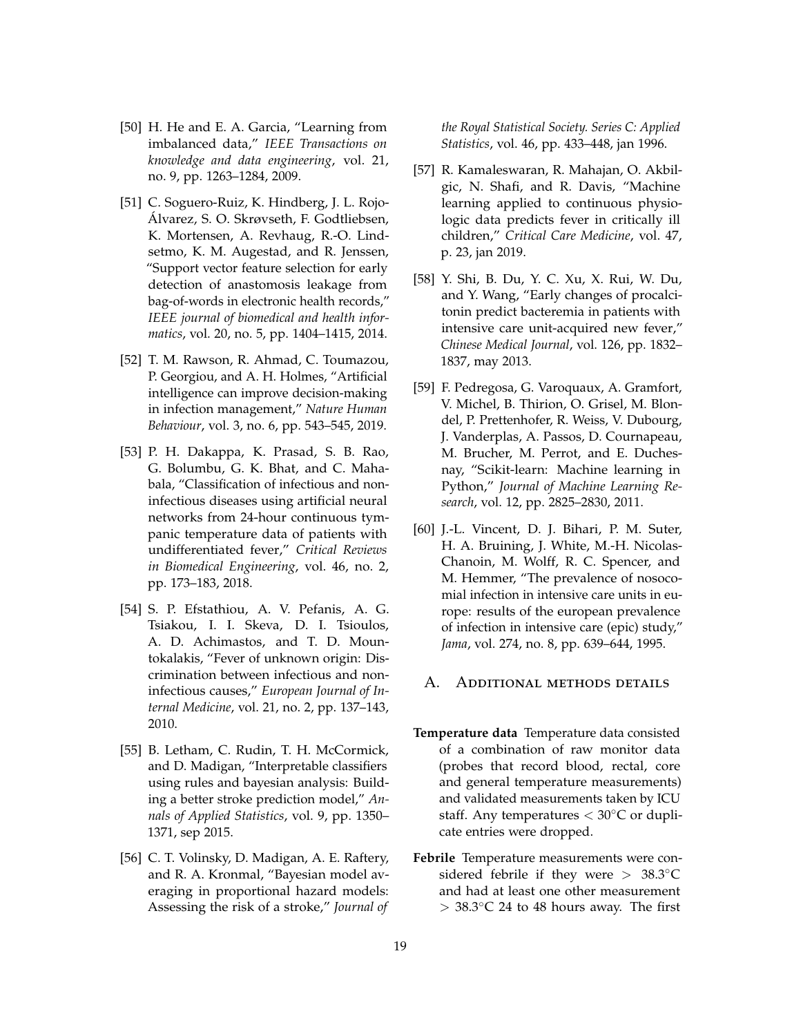[50] H. He and E. A. Garcia, "Learning from imbalanced data," *IEEE Transactions on knowledge and data engineering*, vol. 21, no. 9, pp. 1263–1284, 2009.

[51] C. Soguero-Ruiz, K. Hindberg, J. L. Rojo-Álvarez, S. O. Skrøvseth, F. Godtliebsen, K. Mortensen, A. Revhaug, R.-O. Lindsetmo, K. M. Augestad, and R. Jenssen, "Support vector feature selection for early detection of anastomosis leakage from bag-of-words in electronic health records," *IEEE journal of biomedical and health informatics*, vol. 20, no. 5, pp. 1404–1415, 2014.

[52] T. M. Rawson, R. Ahmad, C. Toumazou, P. Georgiou, and A. H. Holmes, "Artificial intelligence can improve decision-making in infection management," *Nature Human Behaviour*, vol. 3, no. 6, pp. 543–545, 2019.

[53] P. H. Dakappa, K. Prasad, S. B. Rao, G. Bolumbu, G. K. Bhat, and C. Mahabala, "Classification of infectious and noninfectious diseases using artificial neural networks from 24-hour continuous tympanic temperature data of patients with undifferentiated fever," *Critical Reviews in Biomedical Engineering*, vol. 46, no. 2, pp. 173–183, 2018.

[54] S. P. Efstathiou, A. V. Pefanis, A. G. Tsiakou, I. I. Skeva, D. I. Tsioulos, A. D. Achimastos, and T. D. Mountokalakis, "Fever of unknown origin: Discrimination between infectious and noninfectious causes," *European Journal of Internal Medicine*, vol. 21, no. 2, pp. 137–143, 2010.

[55] B. Letham, C. Rudin, T. H. McCormick, and D. Madigan, "Interpretable classifiers using rules and bayesian analysis: Building a better stroke prediction model," *Annals of Applied Statistics*, vol. 9, pp. 1350–1371, sep 2015.

[56] C. T. Volinsky, D. Madigan, A. E. Raftery, and R. A. Kronmal, "Bayesian model averaging in proportional hazard models: Assessing the risk of a stroke," *Journal of the Royal Statistical Society. Series C: Applied Statistics*, vol. 46, pp. 433–448, jan 1996.

[57] R. Kamaleswaran, R. Mahajan, O. Akbilgic, N. Shafi, and R. Davis, "Machine learning applied to continuous physiologic data predicts fever in critically ill children," *Critical Care Medicine*, vol. 47, p. 23, jan 2019.

[58] Y. Shi, B. Du, Y. C. Xu, X. Rui, W. Du, and Y. Wang, "Early changes of procalcitonin predict bacteremia in patients with intensive care unit-acquired new fever," *Chinese Medical Journal*, vol. 126, pp. 1832–1837, may 2013.

[59] F. Pedregosa, G. Varoquaux, A. Gramfort, V. Michel, B. Thirion, O. Grisel, M. Blondel, P. Prettenhofer, R. Weiss, V. Dubourg, J. Vanderplas, A. Passos, D. Cournapeau, M. Brucher, M. Perrot, and E. Duchesnay, "Scikit-learn: Machine learning in Python," *Journal of Machine Learning Research*, vol. 12, pp. 2825–2830, 2011.

[60] J.-L. Vincent, D. J. Bihari, P. M. Suter, H. A. Bruining, J. White, M.-H. Nicolas-Chanoin, M. Wolff, R. C. Spencer, and M. Hemmer, "The prevalence of nosocomial infection in intensive care units in europe: results of the european prevalence of infection in intensive care (epic) study," *Jama*, vol. 274, no. 8, pp. 639–644, 1995.

## A. Additional methods details

**Temperature data** Temperature data consisted of a combination of raw monitor data (probes that record blood, rectal, core and general temperature measurements) and validated measurements taken by ICU staff. Any temperatures $< 30°$C or duplicate entries were dropped.

**Febrile** Temperature measurements were considered febrile if they were $> 38.3°$C and had at least one other measurement $> 38.3°$C 24 to 48 hours away. The first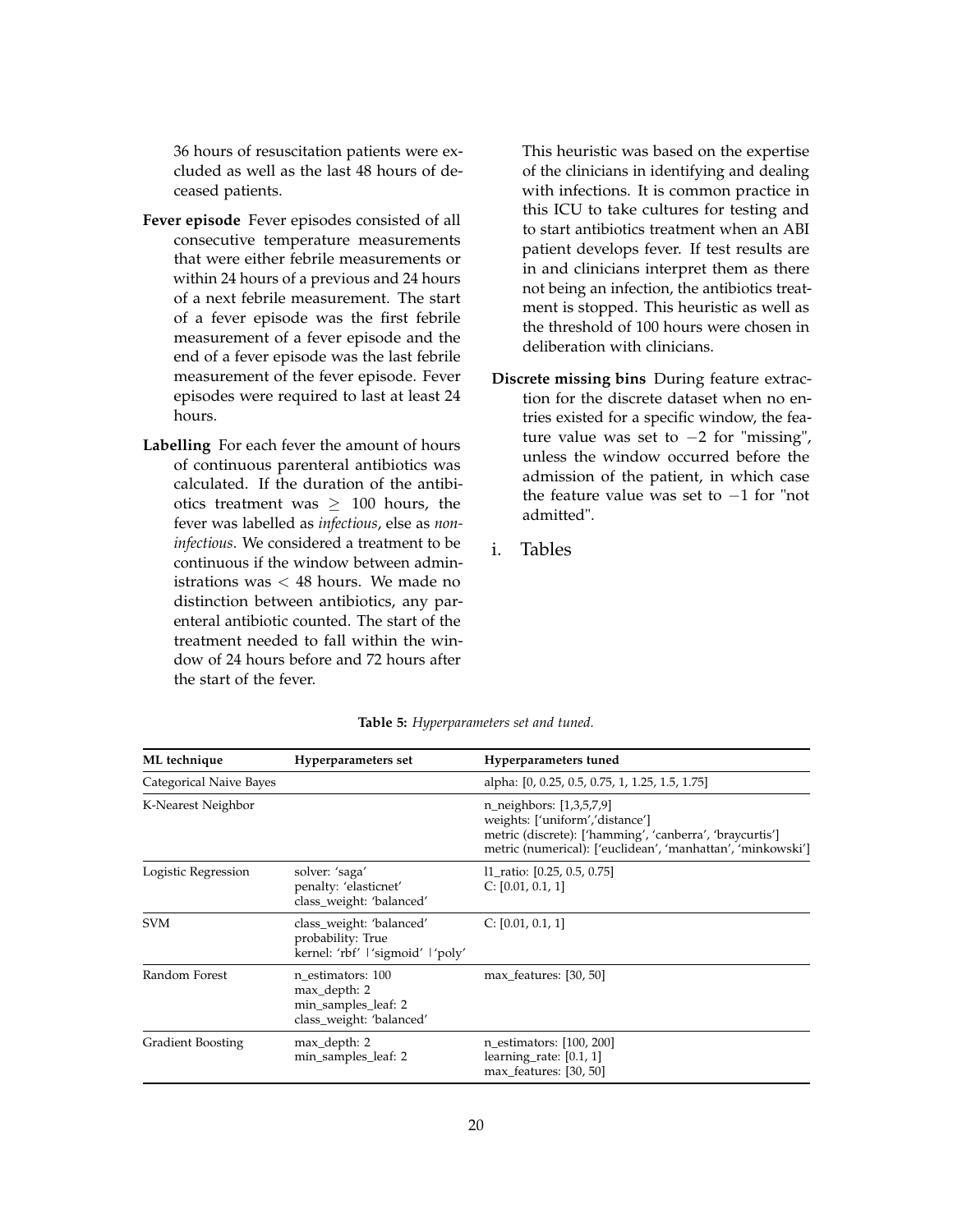36 hours of resuscitation patients were excluded as well as the last 48 hours of deceased patients.

**Fever episode** Fever episodes consisted of all consecutive temperature measurements that were either febrile measurements or within 24 hours of a previous and 24 hours of a next febrile measurement. The start of a fever episode was the first febrile measurement of a fever episode and the end of a fever episode was the last febrile measurement of the fever episode. Fever episodes were required to last at least 24 hours.

**Labelling** For each fever the amount of hours of continuous parenteral antibiotics was calculated. If the duration of the antibiotics treatment was $\geq$ 100 hours, the fever was labelled as *infectious*, else as *non-infectious*. We considered a treatment to be continuous if the window between administrations was $<$ 48 hours. We made no distinction between antibiotics, any parenteral antibiotic counted. The start of the treatment needed to fall within the window of 24 hours before and 72 hours after the start of the fever. This heuristic was based on the expertise of the clinicians in identifying and dealing with infections. It is common practice in this ICU to take cultures for testing and to start antibiotics treatment when an ABI patient develops fever. If test results are in and clinicians interpret them as there not being an infection, the antibiotics treatment is stopped. This heuristic as well as the threshold of 100 hours were chosen in deliberation with clinicians.

**Discrete missing bins** During feature extraction for the discrete dataset when no entries existed for a specific window, the feature value was set to $-2$ for "missing", unless the window occurred before the admission of the patient, in which case the feature value was set to $-1$ for "not admitted".

## i. Tables

**Table 5:** *Hyperparameters set and tuned.*

| ML technique | Hyperparameters set | Hyperparameters tuned |
|---|---|---|
| Categorical Naive Bayes | | alpha: [0, 0.25, 0.5, 0.75, 1, 1.25, 1.5, 1.75] |
| K-Nearest Neighbor | | n_neighbors: [1,3,5,7,9]<br>weights: ['uniform','distance']<br>metric (discrete): ['hamming', 'canberra', 'braycurtis']<br>metric (numerical): ['euclidean', 'manhattan', 'minkowski'] |
| Logistic Regression | solver: 'saga'<br>penalty: 'elasticnet'<br>class_weight: 'balanced' | l1_ratio: [0.25, 0.5, 0.75]<br>C: [0.01, 0.1, 1] |
| SVM | class_weight: 'balanced'<br>probability: True<br>kernel: 'rbf' \| 'sigmoid' \| 'poly' | C: [0.01, 0.1, 1] |
| Random Forest | n_estimators: 100<br>max_depth: 2<br>min_samples_leaf: 2<br>class_weight: 'balanced' | max_features: [30, 50] |
| Gradient Boosting | max_depth: 2<br>min_samples_leaf: 2 | n_estimators: [100, 200]<br>learning_rate: [0.1, 1]<br>max_features: [30, 50] |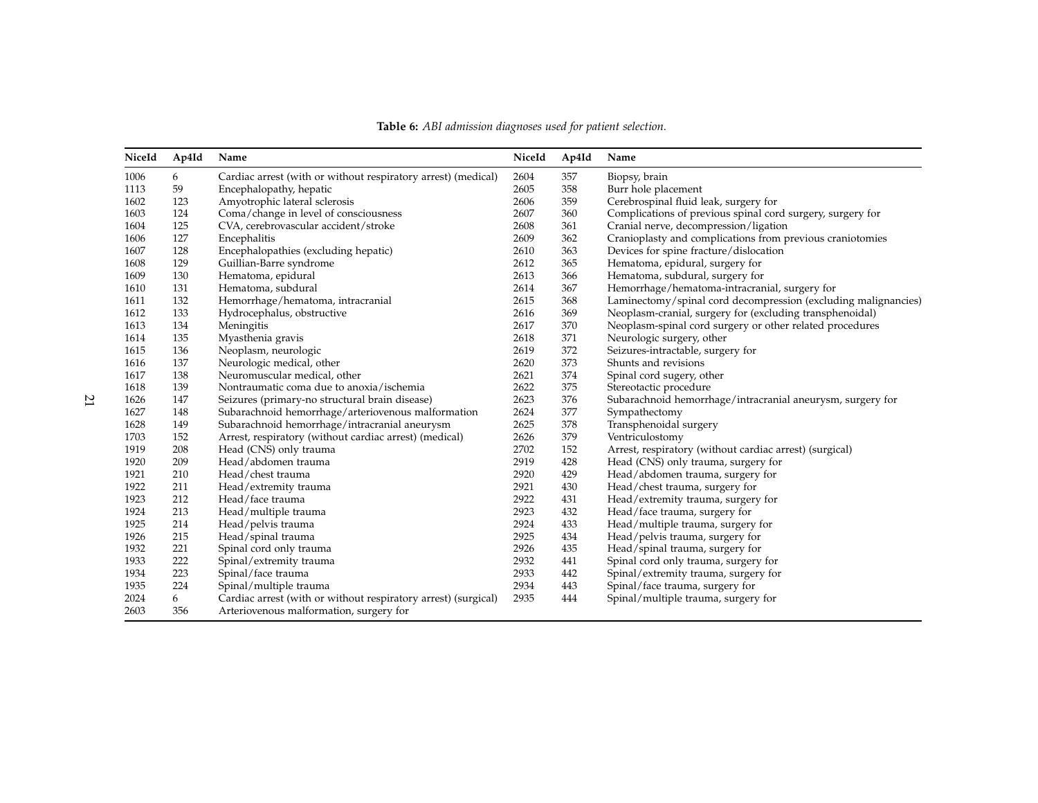**Table 6:** *ABI admission diagnoses used for patient selection.*

| NiceId | Ap4Id | Name | NiceId | Ap4Id | Name |
|---|---|---|---|---|---|
| 1006 | 6 | Cardiac arrest (with or without respiratory arrest) (medical) | 2604 | 357 | Biopsy, brain |
| 1113 | 59 | Encephalopathy, hepatic | 2605 | 358 | Burr hole placement |
| 1602 | 123 | Amyotrophic lateral sclerosis | 2606 | 359 | Cerebrospinal fluid leak, surgery for |
| 1603 | 124 | Coma/change in level of consciousness | 2607 | 360 | Complications of previous spinal cord surgery, surgery for |
| 1604 | 125 | CVA, cerebrovascular accident/stroke | 2608 | 361 | Cranial nerve, decompression/ligation |
| 1606 | 127 | Encephalitis | 2609 | 362 | Cranioplasty and complications from previous craniotomies |
| 1607 | 128 | Encephalopathies (excluding hepatic) | 2610 | 363 | Devices for spine fracture/dislocation |
| 1608 | 129 | Guillian-Barre syndrome | 2612 | 365 | Hematoma, epidural, surgery for |
| 1609 | 130 | Hematoma, epidural | 2613 | 366 | Hematoma, subdural, surgery for |
| 1610 | 131 | Hematoma, subdural | 2614 | 367 | Hemorrhage/hematoma-intracranial, surgery for |
| 1611 | 132 | Hemorrhage/hematoma, intracranial | 2615 | 368 | Laminectomy/spinal cord decompression (excluding malignancies) |
| 1612 | 133 | Hydrocephalus, obstructive | 2616 | 369 | Neoplasm-cranial, surgery for (excluding transphenoidal) |
| 1613 | 134 | Meningitis | 2617 | 370 | Neoplasm-spinal cord surgery or other related procedures |
| 1614 | 135 | Myasthenia gravis | 2618 | 371 | Neurologic surgery, other |
| 1615 | 136 | Neoplasm, neurologic | 2619 | 372 | Seizures-intractable, surgery for |
| 1616 | 137 | Neurologic medical, other | 2620 | 373 | Shunts and revisions |
| 1617 | 138 | Neuromuscular medical, other | 2621 | 374 | Spinal cord sugery, other |
| 1618 | 139 | Nontraumatic coma due to anoxia/ischemia | 2622 | 375 | Stereotactic procedure |
| 1626 | 147 | Seizures (primary-no structural brain disease) | 2623 | 376 | Subarachnoid hemorrhage/intracranial aneurysm, surgery for |
| 1627 | 148 | Subarachnoid hemorrhage/arteriovenous malformation | 2624 | 377 | Sympathectomy |
| 1628 | 149 | Subarachnoid hemorrhage/intracranial aneurysm | 2625 | 378 | Transphenoidal surgery |
| 1703 | 152 | Arrest, respiratory (without cardiac arrest) (medical) | 2626 | 379 | Ventriculostomy |
| 1919 | 208 | Head (CNS) only trauma | 2702 | 152 | Arrest, respiratory (without cardiac arrest) (surgical) |
| 1920 | 209 | Head/abdomen trauma | 2919 | 428 | Head (CNS) only trauma, surgery for |
| 1921 | 210 | Head/chest trauma | 2920 | 429 | Head/abdomen trauma, surgery for |
| 1922 | 211 | Head/extremity trauma | 2921 | 430 | Head/chest trauma, surgery for |
| 1923 | 212 | Head/face trauma | 2922 | 431 | Head/extremity trauma, surgery for |
| 1924 | 213 | Head/multiple trauma | 2923 | 432 | Head/face trauma, surgery for |
| 1925 | 214 | Head/pelvis trauma | 2924 | 433 | Head/multiple trauma, surgery for |
| 1926 | 215 | Head/spinal trauma | 2925 | 434 | Head/pelvis trauma, surgery for |
| 1932 | 221 | Spinal cord only trauma | 2926 | 435 | Head/spinal trauma, surgery for |
| 1933 | 222 | Spinal/extremity trauma | 2932 | 441 | Spinal cord only trauma, surgery for |
| 1934 | 223 | Spinal/face trauma | 2933 | 442 | Spinal/extremity trauma, surgery for |
| 1935 | 224 | Spinal/multiple trauma | 2934 | 443 | Spinal/face trauma, surgery for |
| 2024 | 6 | Cardiac arrest (with or without respiratory arrest) (surgical) | 2935 | 444 | Spinal/multiple trauma, surgery for |
| 2603 | 356 | Arteriovenous malformation, surgery for | | | |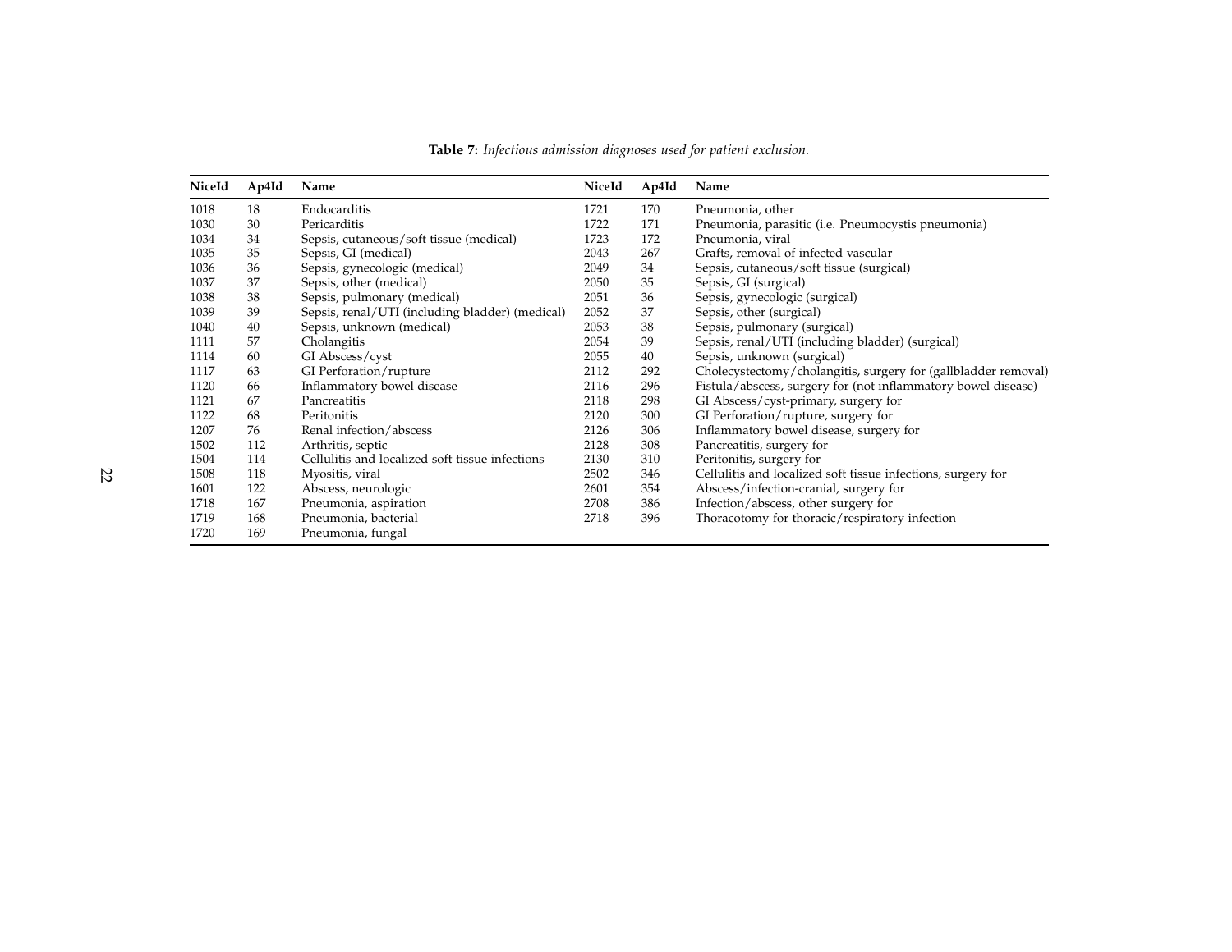**Table 7:** *Infectious admission diagnoses used for patient exclusion.*

| NiceId | Ap4Id | Name | NiceId | Ap4Id | Name |
|---|---|---|---|---|---|
| 1018 | 18 | Endocarditis | 1721 | 170 | Pneumonia, other |
| 1030 | 30 | Pericarditis | 1722 | 171 | Pneumonia, parasitic (i.e. Pneumocystis pneumonia) |
| 1034 | 34 | Sepsis, cutaneous/soft tissue (medical) | 1723 | 172 | Pneumonia, viral |
| 1035 | 35 | Sepsis, GI (medical) | 2043 | 267 | Grafts, removal of infected vascular |
| 1036 | 36 | Sepsis, gynecologic (medical) | 2049 | 34 | Sepsis, cutaneous/soft tissue (surgical) |
| 1037 | 37 | Sepsis, other (medical) | 2050 | 35 | Sepsis, GI (surgical) |
| 1038 | 38 | Sepsis, pulmonary (medical) | 2051 | 36 | Sepsis, gynecologic (surgical) |
| 1039 | 39 | Sepsis, renal/UTI (including bladder) (medical) | 2052 | 37 | Sepsis, other (surgical) |
| 1040 | 40 | Sepsis, unknown (medical) | 2053 | 38 | Sepsis, pulmonary (surgical) |
| 1111 | 57 | Cholangitis | 2054 | 39 | Sepsis, renal/UTI (including bladder) (surgical) |
| 1114 | 60 | GI Abscess/cyst | 2055 | 40 | Sepsis, unknown (surgical) |
| 1117 | 63 | GI Perforation/rupture | 2112 | 292 | Cholecystectomy/cholangitis, surgery for (gallbladder removal) |
| 1120 | 66 | Inflammatory bowel disease | 2116 | 296 | Fistula/abscess, surgery for (not inflammatory bowel disease) |
| 1121 | 67 | Pancreatitis | 2118 | 298 | GI Abscess/cyst-primary, surgery for |
| 1122 | 68 | Peritonitis | 2120 | 300 | GI Perforation/rupture, surgery for |
| 1207 | 76 | Renal infection/abscess | 2126 | 306 | Inflammatory bowel disease, surgery for |
| 1502 | 112 | Arthritis, septic | 2128 | 308 | Pancreatitis, surgery for |
| 1504 | 114 | Cellulitis and localized soft tissue infections | 2130 | 310 | Peritonitis, surgery for |
| 1508 | 118 | Myositis, viral | 2502 | 346 | Cellulitis and localized soft tissue infections, surgery for |
| 1601 | 122 | Abscess, neurologic | 2601 | 354 | Abscess/infection-cranial, surgery for |
| 1718 | 167 | Pneumonia, aspiration | 2708 | 386 | Infection/abscess, other surgery for |
| 1719 | 168 | Pneumonia, bacterial | 2718 | 396 | Thoracotomy for thoracic/respiratory infection |
| 1720 | 169 | Pneumonia, fungal | | | |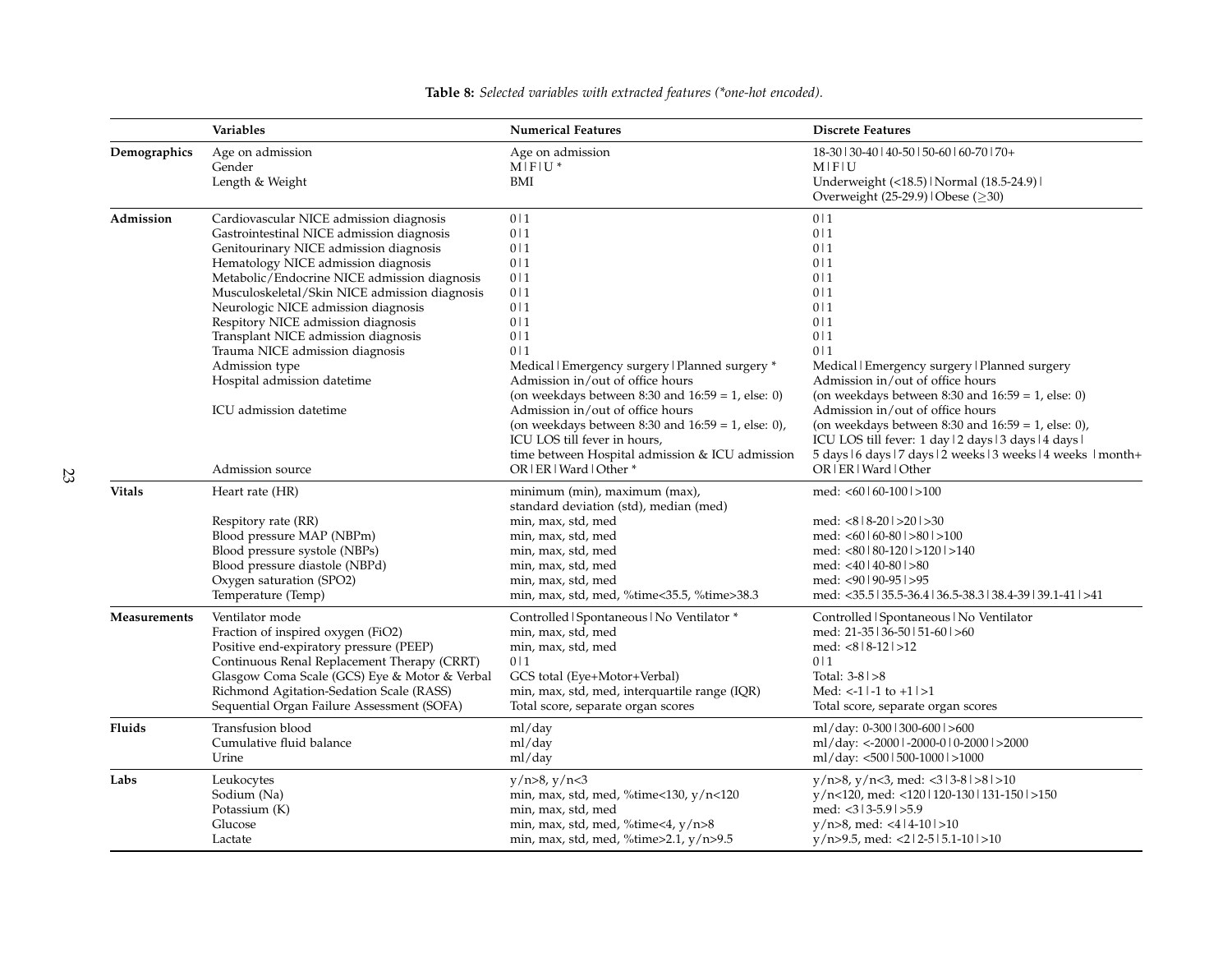**Table 8:** *Selected variables with extracted features (*one-hot encoded).*

| | Variables | Numerical Features | Discrete Features |
|---|---|---|---|
| **Demographics** | Age on admission | Age on admission | 18-30 \| 30-40 \| 40-50 \| 50-60 \| 60-70 \| 70+ |
| | Gender | M \| F \| U * | M \| F \| U |
| | Length & Weight | BMI | Underweight (<18.5) \| Normal (18.5-24.9) \| Overweight (25-29.9) \| Obese ($\geq$30) |
| **Admission** | Cardiovascular NICE admission diagnosis | 0 \| 1 | 0 \| 1 |
| | Gastrointestinal NICE admission diagnosis | 0 \| 1 | 0 \| 1 |
| | Genitourinary NICE admission diagnosis | 0 \| 1 | 0 \| 1 |
| | Hematology NICE admission diagnosis | 0 \| 1 | 0 \| 1 |
| | Metabolic/Endocrine NICE admission diagnosis | 0 \| 1 | 0 \| 1 |
| | Musculoskeletal/Skin NICE admission diagnosis | 0 \| 1 | 0 \| 1 |
| | Neurologic NICE admission diagnosis | 0 \| 1 | 0 \| 1 |
| | Respitory NICE admission diagnosis | 0 \| 1 | 0 \| 1 |
| | Transplant NICE admission diagnosis | 0 \| 1 | 0 \| 1 |
| | Trauma NICE admission diagnosis | 0 \| 1 | 0 \| 1 |
| | Admission type | Medical \| Emergency surgery \| Planned surgery * | Medical \| Emergency surgery \| Planned surgery |
| | Hospital admission datetime | Admission in/out of office hours (on weekdays between 8:30 and 16:59 = 1, else: 0) | Admission in/out of office hours (on weekdays between 8:30 and 16:59 = 1, else: 0) |
| | ICU admission datetime | Admission in/out of office hours (on weekdays between 8:30 and 16:59 = 1, else: 0), ICU LOS till fever in hours, time between Hospital admission & ICU admission | Admission in/out of office hours (on weekdays between 8:30 and 16:59 = 1, else: 0), ICU LOS till fever: 1 day \| 2 days \| 3 days \| 4 days \| 5 days \| 6 days \| 7 days \| 2 weeks \| 3 weeks \| 4 weeks \| month+ |
| | Admission source | OR \| ER \| Ward \| Other * | OR \| ER \| Ward \| Other |
| **Vitals** | Heart rate (HR) | minimum (min), maximum (max), standard deviation (std), median (med) | med: <60 \| 60-100 \| >100 |
| | Respitory rate (RR) | min, max, std, med | med: <8 \| 8-20 \| >20 \| >30 |
| | Blood pressure MAP (NBPm) | min, max, std, med | med: <60 \| 60-80 \| >80 \| >100 |
| | Blood pressure systole (NBPs) | min, max, std, med | med: <80 \| 80-120 \| >120 \| >140 |
| | Blood pressure diastole (NBPd) | min, max, std, med | med: <40 \| 40-80 \| >80 |
| | Oxygen saturation (SPO2) | min, max, std, med | med: <90 \| 90-95 \| >95 |
| | Temperature (Temp) | min, max, std, med, %time<35.5, %time>38.3 | med: <35.5 \| 35.5-36.4 \| 36.5-38.3 \| 38.4-39 \| 39.1-41 \| >41 |
| **Measurements** | Ventilator mode | Controlled \| Spontaneous \| No Ventilator * | Controlled \| Spontaneous \| No Ventilator |
| | Fraction of inspired oxygen (FiO2) | min, max, std, med | med: 21-35 \| 36-50 \| 51-60 \| >60 |
| | Positive end-expiratory pressure (PEEP) | min, max, std, med | med: <8 \| 8-12 \| >12 |
| | Continuous Renal Replacement Therapy (CRRT) | 0 \| 1 | 0 \| 1 |
| | Glasgow Coma Scale (GCS) Eye & Motor & Verbal | GCS total (Eye+Motor+Verbal) | Total: 3-8 \| >8 |
| | Richmond Agitation-Sedation Scale (RASS) | min, max, std, med, interquartile range (IQR) | Med: <-1 \| -1 to +1 \| >1 |
| | Sequential Organ Failure Assessment (SOFA) | Total score, separate organ scores | Total score, separate organ scores |
| **Fluids** | Transfusion blood | ml/day | ml/day: 0-300 \| 300-600 \| >600 |
| | Cumulative fluid balance | ml/day | ml/day: <-2000 \| -2000-0 \| 0-2000 \| >2000 |
| | Urine | ml/day | ml/day: <500 \| 500-1000 \| >1000 |
| **Labs** | Leukocytes | y/n>8, y/n<3 | y/n>8, y/n<3, med: <3 \| 3-8 \| >8 \| >10 |
| | Sodium (Na) | min, max, std, med, %time<130, y/n<120 | y/n<120, med: <120 \| 120-130 \| 131-150 \| >150 |
| | Potassium (K) | min, max, std, med | med: <3 \| 3-5.9 \| >5.9 |
| | Glucose | min, max, std, med, %time<4, y/n>8 | y/n>8, med: <4 \| 4-10 \| >10 |
| | Lactate | min, max, std, med, %time>2.1, y/n>9.5 | y/n>9.5, med: <2 \| 2-5 \| 5.1-10 \| >10 |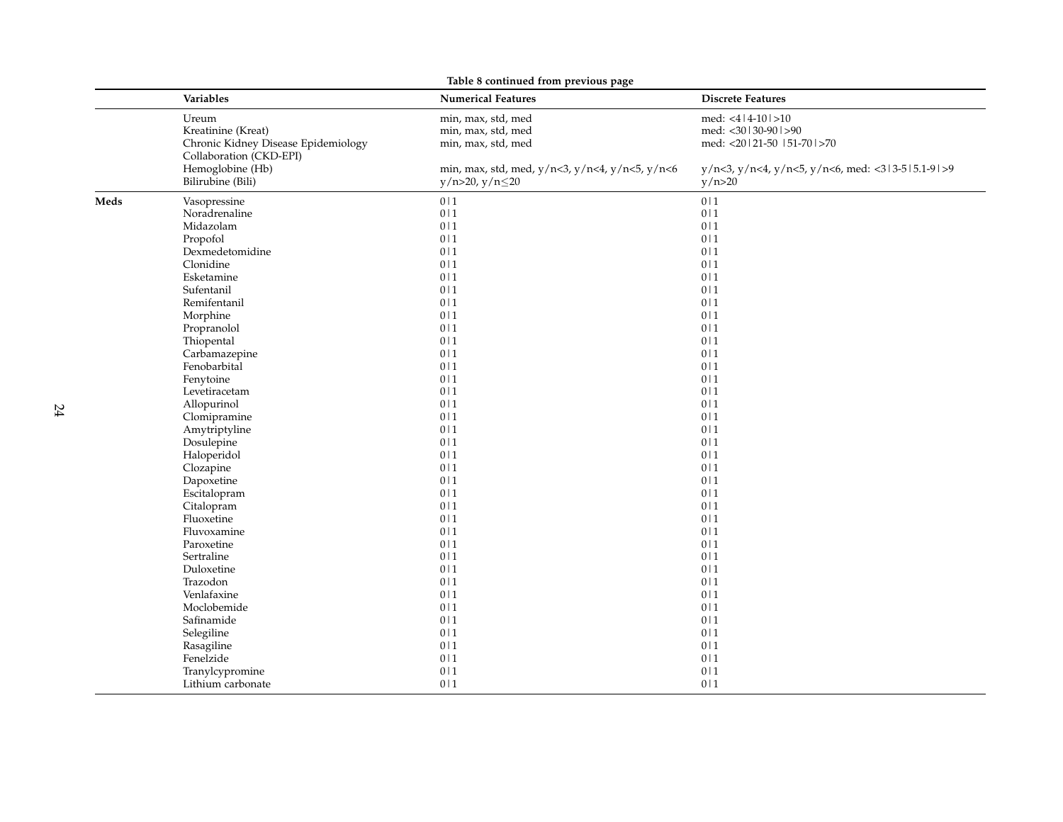**Table 8 continued from previous page**

| | Variables | Numerical Features | Discrete Features |
|---|---|---|---|
| | Ureum | min, max, std, med | med: <4 \| 4-10 \| >10 |
| | Kreatinine (Kreat) | min, max, std, med | med: <30 \| 30-90 \| >90 |
| | Chronic Kidney Disease Epidemiology Collaboration (CKD-EPI) | min, max, std, med | med: <20 \| 21-50 \| 51-70 \| >70 |
| | Hemoglobine (Hb) | min, max, std, med, y/n<3, y/n<4, y/n<5, y/n<6 | y/n<3, y/n<4, y/n<5, y/n<6, med: <3 \| 3-5 \| 5.1-9 \| >9 |
| | Bilirubine (Bili) | y/n>20, y/n≤20 | y/n>20 |
| **Meds** | Vasopressine | 0 \| 1 | 0 \| 1 |
| | Noradrenaline | 0 \| 1 | 0 \| 1 |
| | Midazolam | 0 \| 1 | 0 \| 1 |
| | Propofol | 0 \| 1 | 0 \| 1 |
| | Dexmedetomidine | 0 \| 1 | 0 \| 1 |
| | Clonidine | 0 \| 1 | 0 \| 1 |
| | Esketamine | 0 \| 1 | 0 \| 1 |
| | Sufentanil | 0 \| 1 | 0 \| 1 |
| | Remifentanil | 0 \| 1 | 0 \| 1 |
| | Morphine | 0 \| 1 | 0 \| 1 |
| | Propranolol | 0 \| 1 | 0 \| 1 |
| | Thiopental | 0 \| 1 | 0 \| 1 |
| | Carbamazepine | 0 \| 1 | 0 \| 1 |
| | Fenobarbital | 0 \| 1 | 0 \| 1 |
| | Fenytoine | 0 \| 1 | 0 \| 1 |
| | Levetiracetam | 0 \| 1 | 0 \| 1 |
| | Allopurinol | 0 \| 1 | 0 \| 1 |
| | Clomipramine | 0 \| 1 | 0 \| 1 |
| | Amytriptyline | 0 \| 1 | 0 \| 1 |
| | Dosulepine | 0 \| 1 | 0 \| 1 |
| | Haloperidol | 0 \| 1 | 0 \| 1 |
| | Clozapine | 0 \| 1 | 0 \| 1 |
| | Dapoxetine | 0 \| 1 | 0 \| 1 |
| | Escitalopram | 0 \| 1 | 0 \| 1 |
| | Citalopram | 0 \| 1 | 0 \| 1 |
| | Fluoxetine | 0 \| 1 | 0 \| 1 |
| | Fluvoxamine | 0 \| 1 | 0 \| 1 |
| | Paroxetine | 0 \| 1 | 0 \| 1 |
| | Sertraline | 0 \| 1 | 0 \| 1 |
| | Duloxetine | 0 \| 1 | 0 \| 1 |
| | Trazodon | 0 \| 1 | 0 \| 1 |
| | Venlafaxine | 0 \| 1 | 0 \| 1 |
| | Moclobemide | 0 \| 1 | 0 \| 1 |
| | Safinamide | 0 \| 1 | 0 \| 1 |
| | Selegiline | 0 \| 1 | 0 \| 1 |
| | Rasagiline | 0 \| 1 | 0 \| 1 |
| | Fenelzide | 0 \| 1 | 0 \| 1 |
| | Tranylcypromine | 0 \| 1 | 0 \| 1 |
| | Lithium carbonate | 0 \| 1 | 0 \| 1 |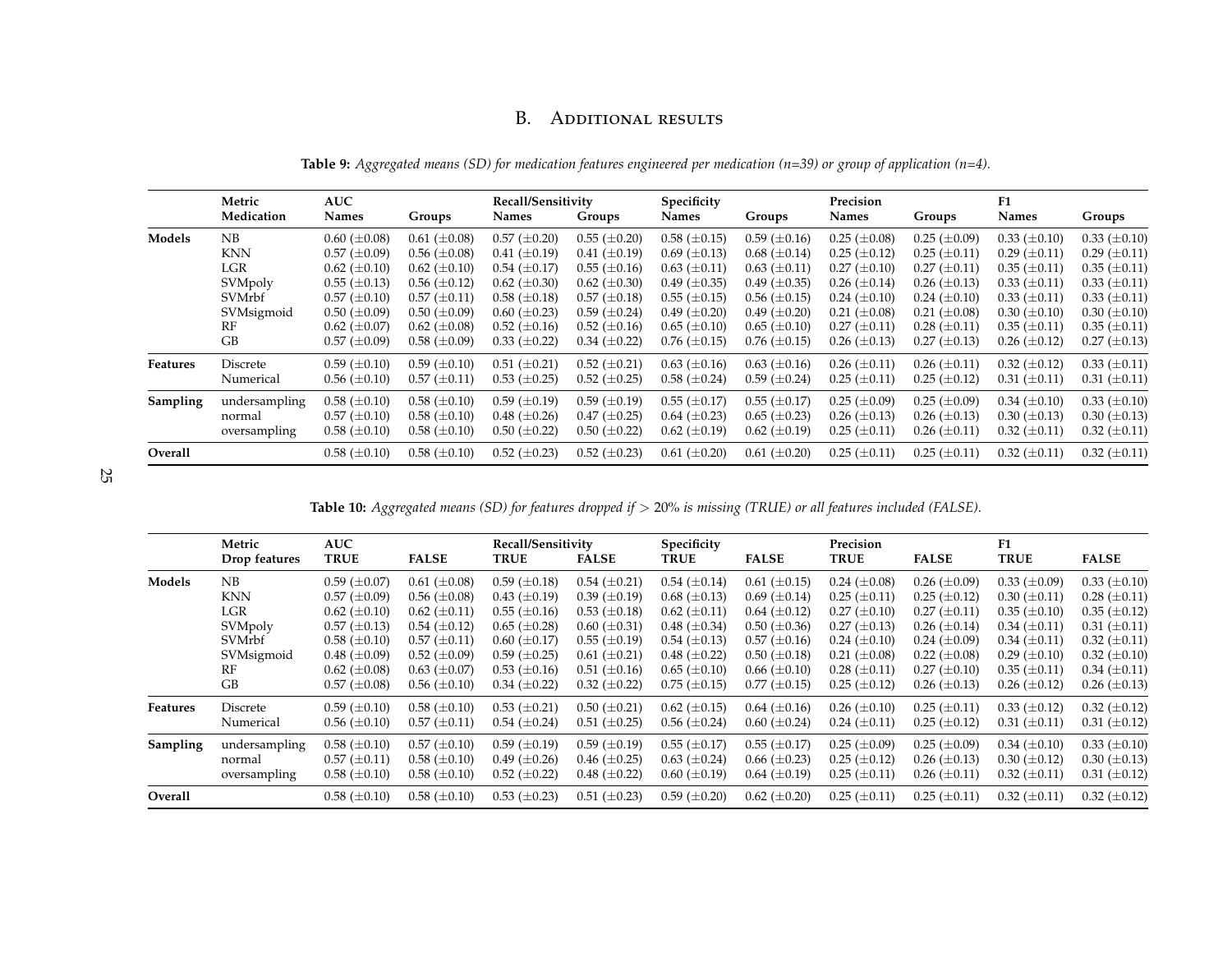## B. Additional results

**Table 9:** *Aggregated means (SD) for medication features engineered per medication (n=39) or group of application (n=4).*

| | Metric | AUC | | Recall/Sensitivity | | Specificity | | Precision | | F1 | |
|---|---|---|---|---|---|---|---|---|---|---|---|
| | **Medication** | **Names** | **Groups** | **Names** | **Groups** | **Names** | **Groups** | **Names** | **Groups** | **Names** | **Groups** |
| **Models** | NB | 0.60 (±0.08) | 0.61 (±0.08) | 0.57 (±0.20) | 0.55 (±0.20) | 0.58 (±0.15) | 0.59 (±0.16) | 0.25 (±0.08) | 0.25 (±0.09) | 0.33 (±0.10) | 0.33 (±0.10) |
| | KNN | 0.57 (±0.09) | 0.56 (±0.08) | 0.41 (±0.19) | 0.41 (±0.19) | 0.69 (±0.13) | 0.68 (±0.14) | 0.25 (±0.12) | 0.25 (±0.11) | 0.29 (±0.11) | 0.29 (±0.11) |
| | LGR | 0.62 (±0.10) | 0.62 (±0.10) | 0.54 (±0.17) | 0.55 (±0.16) | 0.63 (±0.11) | 0.63 (±0.11) | 0.27 (±0.10) | 0.27 (±0.11) | 0.35 (±0.11) | 0.35 (±0.11) |
| | SVMpoly | 0.55 (±0.13) | 0.56 (±0.12) | 0.62 (±0.30) | 0.62 (±0.30) | 0.49 (±0.35) | 0.49 (±0.35) | 0.26 (±0.14) | 0.26 (±0.13) | 0.33 (±0.11) | 0.33 (±0.11) |
| | SVMrbf | 0.57 (±0.10) | 0.57 (±0.11) | 0.58 (±0.18) | 0.57 (±0.18) | 0.55 (±0.15) | 0.56 (±0.15) | 0.24 (±0.10) | 0.24 (±0.10) | 0.33 (±0.11) | 0.33 (±0.11) |
| | SVMsigmoid | 0.50 (±0.09) | 0.50 (±0.09) | 0.60 (±0.23) | 0.59 (±0.24) | 0.49 (±0.20) | 0.49 (±0.20) | 0.21 (±0.08) | 0.21 (±0.08) | 0.30 (±0.10) | 0.30 (±0.10) |
| | RF | 0.62 (±0.07) | 0.62 (±0.08) | 0.52 (±0.16) | 0.52 (±0.16) | 0.65 (±0.10) | 0.65 (±0.10) | 0.27 (±0.11) | 0.28 (±0.11) | 0.35 (±0.11) | 0.35 (±0.11) |
| | GB | 0.57 (±0.09) | 0.58 (±0.09) | 0.33 (±0.22) | 0.34 (±0.22) | 0.76 (±0.15) | 0.76 (±0.15) | 0.26 (±0.13) | 0.27 (±0.13) | 0.26 (±0.12) | 0.27 (±0.13) |
| **Features** | Discrete | 0.59 (±0.10) | 0.59 (±0.10) | 0.51 (±0.21) | 0.52 (±0.21) | 0.63 (±0.16) | 0.63 (±0.16) | 0.26 (±0.11) | 0.26 (±0.11) | 0.32 (±0.12) | 0.33 (±0.11) |
| | Numerical | 0.56 (±0.10) | 0.57 (±0.11) | 0.53 (±0.25) | 0.52 (±0.25) | 0.58 (±0.24) | 0.59 (±0.24) | 0.25 (±0.11) | 0.25 (±0.12) | 0.31 (±0.11) | 0.31 (±0.11) |
| **Sampling** | undersampling | 0.58 (±0.10) | 0.58 (±0.10) | 0.59 (±0.19) | 0.59 (±0.19) | 0.55 (±0.17) | 0.55 (±0.17) | 0.25 (±0.09) | 0.25 (±0.09) | 0.34 (±0.10) | 0.33 (±0.10) |
| | normal | 0.57 (±0.10) | 0.58 (±0.10) | 0.48 (±0.26) | 0.47 (±0.25) | 0.64 (±0.23) | 0.65 (±0.23) | 0.26 (±0.13) | 0.26 (±0.13) | 0.30 (±0.13) | 0.30 (±0.13) |
| | oversampling | 0.58 (±0.10) | 0.58 (±0.10) | 0.50 (±0.22) | 0.50 (±0.22) | 0.62 (±0.19) | 0.62 (±0.19) | 0.25 (±0.11) | 0.26 (±0.11) | 0.32 (±0.11) | 0.32 (±0.11) |
| **Overall** | | 0.58 (±0.10) | 0.58 (±0.10) | 0.52 (±0.23) | 0.52 (±0.23) | 0.61 (±0.20) | 0.61 (±0.20) | 0.25 (±0.11) | 0.25 (±0.11) | 0.32 (±0.11) | 0.32 (±0.11) |

**Table 10:** *Aggregated means (SD) for features dropped if* > 20% *is missing (TRUE) or all features included (FALSE).*

| | Metric | AUC | | Recall/Sensitivity | | Specificity | | Precision | | F1 | |
|---|---|---|---|---|---|---|---|---|---|---|---|
| | **Drop features** | **TRUE** | **FALSE** | **TRUE** | **FALSE** | **TRUE** | **FALSE** | **TRUE** | **FALSE** | **TRUE** | **FALSE** |
| **Models** | NB | 0.59 (±0.07) | 0.61 (±0.08) | 0.59 (±0.18) | 0.54 (±0.21) | 0.54 (±0.14) | 0.61 (±0.15) | 0.24 (±0.08) | 0.26 (±0.09) | 0.33 (±0.09) | 0.33 (±0.10) |
| | KNN | 0.57 (±0.09) | 0.56 (±0.08) | 0.43 (±0.19) | 0.39 (±0.19) | 0.68 (±0.13) | 0.69 (±0.14) | 0.25 (±0.11) | 0.25 (±0.12) | 0.30 (±0.11) | 0.28 (±0.11) |
| | LGR | 0.62 (±0.10) | 0.62 (±0.11) | 0.55 (±0.16) | 0.53 (±0.18) | 0.62 (±0.11) | 0.64 (±0.12) | 0.27 (±0.10) | 0.27 (±0.11) | 0.35 (±0.10) | 0.35 (±0.12) |
| | SVMpoly | 0.57 (±0.13) | 0.54 (±0.12) | 0.65 (±0.28) | 0.60 (±0.31) | 0.48 (±0.34) | 0.50 (±0.36) | 0.27 (±0.13) | 0.26 (±0.14) | 0.34 (±0.11) | 0.31 (±0.11) |
| | SVMrbf | 0.58 (±0.10) | 0.57 (±0.11) | 0.60 (±0.17) | 0.55 (±0.19) | 0.54 (±0.13) | 0.57 (±0.16) | 0.24 (±0.10) | 0.24 (±0.09) | 0.34 (±0.11) | 0.32 (±0.11) |
| | SVMsigmoid | 0.48 (±0.09) | 0.52 (±0.09) | 0.59 (±0.25) | 0.61 (±0.21) | 0.48 (±0.22) | 0.50 (±0.18) | 0.21 (±0.08) | 0.22 (±0.08) | 0.29 (±0.10) | 0.32 (±0.10) |
| | RF | 0.62 (±0.08) | 0.63 (±0.07) | 0.53 (±0.16) | 0.51 (±0.16) | 0.65 (±0.10) | 0.66 (±0.10) | 0.28 (±0.11) | 0.27 (±0.10) | 0.35 (±0.11) | 0.34 (±0.11) |
| | GB | 0.57 (±0.08) | 0.56 (±0.10) | 0.34 (±0.22) | 0.32 (±0.22) | 0.75 (±0.15) | 0.77 (±0.15) | 0.25 (±0.12) | 0.26 (±0.13) | 0.26 (±0.12) | 0.26 (±0.13) |
| **Features** | Discrete | 0.59 (±0.10) | 0.58 (±0.10) | 0.53 (±0.21) | 0.50 (±0.21) | 0.62 (±0.15) | 0.64 (±0.16) | 0.26 (±0.10) | 0.25 (±0.11) | 0.33 (±0.12) | 0.32 (±0.12) |
| | Numerical | 0.56 (±0.10) | 0.57 (±0.11) | 0.54 (±0.24) | 0.51 (±0.25) | 0.56 (±0.24) | 0.60 (±0.24) | 0.24 (±0.11) | 0.25 (±0.12) | 0.31 (±0.11) | 0.31 (±0.12) |
| **Sampling** | undersampling | 0.58 (±0.10) | 0.57 (±0.10) | 0.59 (±0.19) | 0.59 (±0.19) | 0.55 (±0.17) | 0.55 (±0.17) | 0.25 (±0.09) | 0.25 (±0.09) | 0.34 (±0.10) | 0.33 (±0.10) |
| | normal | 0.57 (±0.11) | 0.58 (±0.10) | 0.49 (±0.26) | 0.46 (±0.25) | 0.63 (±0.24) | 0.66 (±0.23) | 0.25 (±0.12) | 0.26 (±0.13) | 0.30 (±0.12) | 0.30 (±0.13) |
| | oversampling | 0.58 (±0.10) | 0.58 (±0.10) | 0.52 (±0.22) | 0.48 (±0.22) | 0.60 (±0.19) | 0.64 (±0.19) | 0.25 (±0.11) | 0.26 (±0.11) | 0.32 (±0.11) | 0.31 (±0.12) |
| **Overall** | | 0.58 (±0.10) | 0.58 (±0.10) | 0.53 (±0.23) | 0.51 (±0.23) | 0.59 (±0.20) | 0.62 (±0.20) | 0.25 (±0.11) | 0.25 (±0.11) | 0.32 (±0.11) | 0.32 (±0.12) |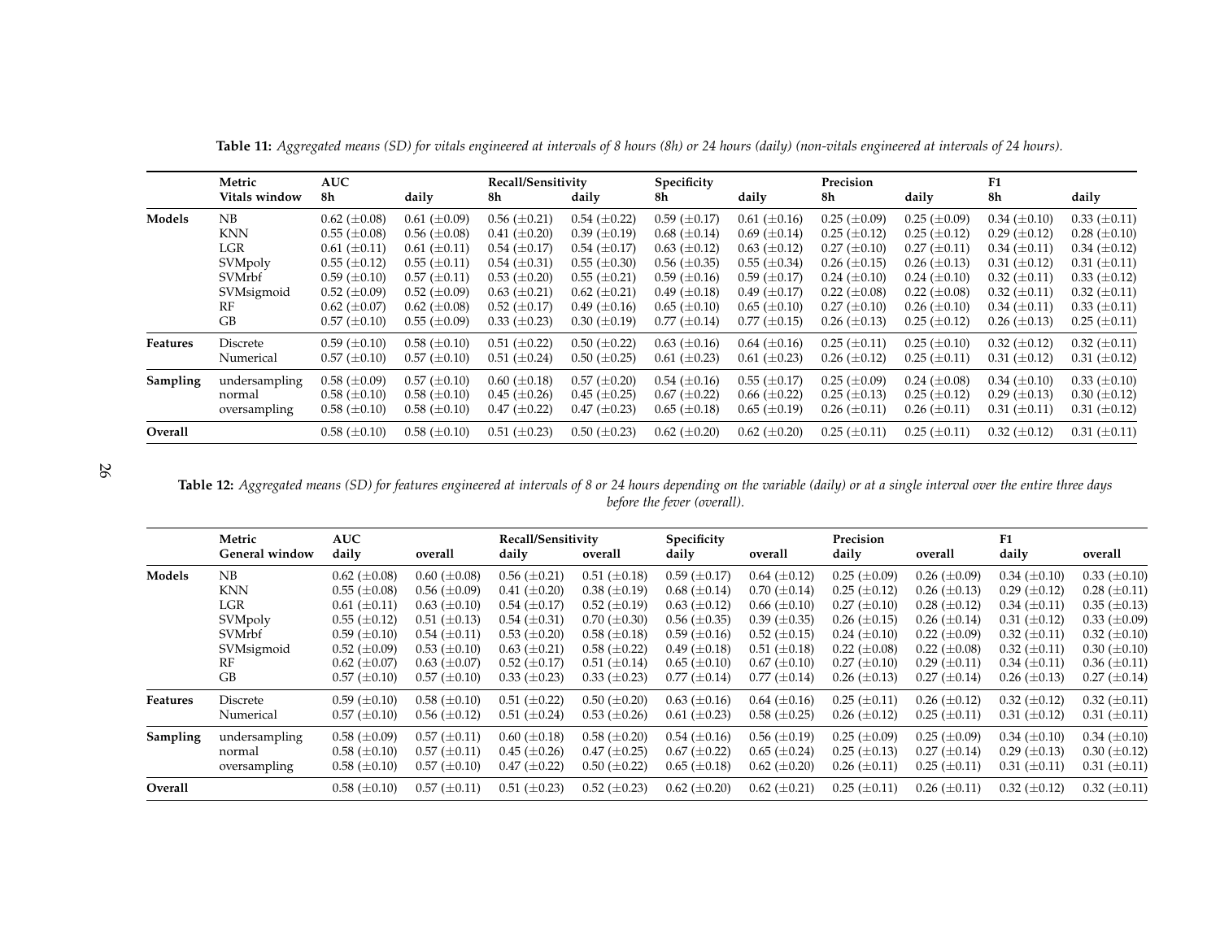**Table 11:** *Aggregated means (SD) for vitals engineered at intervals of 8 hours (8h) or 24 hours (daily) (non-vitals engineered at intervals of 24 hours).*

| | Metric | AUC | | Recall/Sensitivity | | Specificity | | Precision | | F1 | |
|---|---|---|---|---|---|---|---|---|---|---|---|
| | Vitals window | 8h | daily | 8h | daily | 8h | daily | 8h | daily | 8h | daily |
| **Models** | NB | 0.62 (±0.08) | 0.61 (±0.09) | 0.56 (±0.21) | 0.54 (±0.22) | 0.59 (±0.17) | 0.61 (±0.16) | 0.25 (±0.09) | 0.25 (±0.09) | 0.34 (±0.10) | 0.33 (±0.11) |
| | KNN | 0.55 (±0.08) | 0.56 (±0.08) | 0.41 (±0.20) | 0.39 (±0.19) | 0.68 (±0.14) | 0.69 (±0.14) | 0.25 (±0.12) | 0.25 (±0.12) | 0.29 (±0.12) | 0.28 (±0.10) |
| | LGR | 0.61 (±0.11) | 0.61 (±0.11) | 0.54 (±0.17) | 0.54 (±0.17) | 0.63 (±0.12) | 0.63 (±0.12) | 0.27 (±0.10) | 0.27 (±0.11) | 0.34 (±0.11) | 0.34 (±0.12) |
| | SVMpoly | 0.55 (±0.12) | 0.55 (±0.11) | 0.54 (±0.31) | 0.55 (±0.30) | 0.56 (±0.35) | 0.55 (±0.34) | 0.26 (±0.15) | 0.26 (±0.13) | 0.31 (±0.12) | 0.31 (±0.11) |
| | SVMrbf | 0.59 (±0.10) | 0.57 (±0.11) | 0.53 (±0.20) | 0.55 (±0.21) | 0.59 (±0.16) | 0.59 (±0.17) | 0.24 (±0.10) | 0.24 (±0.10) | 0.32 (±0.11) | 0.33 (±0.12) |
| | SVMsigmoid | 0.52 (±0.09) | 0.52 (±0.09) | 0.63 (±0.21) | 0.62 (±0.21) | 0.49 (±0.18) | 0.49 (±0.17) | 0.22 (±0.08) | 0.22 (±0.08) | 0.32 (±0.11) | 0.32 (±0.11) |
| | RF | 0.62 (±0.07) | 0.62 (±0.08) | 0.52 (±0.17) | 0.49 (±0.16) | 0.65 (±0.10) | 0.65 (±0.10) | 0.27 (±0.10) | 0.26 (±0.10) | 0.34 (±0.11) | 0.33 (±0.11) |
| | GB | 0.57 (±0.10) | 0.55 (±0.09) | 0.33 (±0.23) | 0.30 (±0.19) | 0.77 (±0.14) | 0.77 (±0.15) | 0.26 (±0.13) | 0.25 (±0.12) | 0.26 (±0.13) | 0.25 (±0.11) |
| **Features** | Discrete | 0.59 (±0.10) | 0.58 (±0.10) | 0.51 (±0.22) | 0.50 (±0.22) | 0.63 (±0.16) | 0.64 (±0.16) | 0.25 (±0.11) | 0.25 (±0.10) | 0.32 (±0.12) | 0.32 (±0.11) |
| | Numerical | 0.57 (±0.10) | 0.57 (±0.10) | 0.51 (±0.24) | 0.50 (±0.25) | 0.61 (±0.23) | 0.61 (±0.23) | 0.26 (±0.12) | 0.25 (±0.11) | 0.31 (±0.12) | 0.31 (±0.12) |
| **Sampling** | undersampling | 0.58 (±0.09) | 0.57 (±0.10) | 0.60 (±0.18) | 0.57 (±0.20) | 0.54 (±0.16) | 0.55 (±0.17) | 0.25 (±0.09) | 0.24 (±0.08) | 0.34 (±0.10) | 0.33 (±0.10) |
| | normal | 0.58 (±0.10) | 0.58 (±0.10) | 0.45 (±0.26) | 0.45 (±0.25) | 0.67 (±0.22) | 0.66 (±0.22) | 0.25 (±0.13) | 0.25 (±0.12) | 0.29 (±0.13) | 0.30 (±0.12) |
| | oversampling | 0.58 (±0.10) | 0.58 (±0.10) | 0.47 (±0.22) | 0.47 (±0.23) | 0.65 (±0.18) | 0.65 (±0.19) | 0.26 (±0.11) | 0.26 (±0.11) | 0.31 (±0.11) | 0.31 (±0.12) |
| **Overall** | | 0.58 (±0.10) | 0.58 (±0.10) | 0.51 (±0.23) | 0.50 (±0.23) | 0.62 (±0.20) | 0.62 (±0.20) | 0.25 (±0.11) | 0.25 (±0.11) | 0.32 (±0.12) | 0.31 (±0.11) |

**Table 12:** *Aggregated means (SD) for features engineered at intervals of 8 or 24 hours depending on the variable (daily) or at a single interval over the entire three days before the fever (overall).*

| | Metric | AUC | | Recall/Sensitivity | | Specificity | | Precision | | F1 | |
|---|---|---|---|---|---|---|---|---|---|---|---|
| | General window | daily | overall | daily | overall | daily | overall | daily | overall | daily | overall |
| **Models** | NB | 0.62 (±0.08) | 0.60 (±0.08) | 0.56 (±0.21) | 0.51 (±0.18) | 0.59 (±0.17) | 0.64 (±0.12) | 0.25 (±0.09) | 0.26 (±0.09) | 0.34 (±0.10) | 0.33 (±0.10) |
| | KNN | 0.55 (±0.08) | 0.56 (±0.09) | 0.41 (±0.20) | 0.38 (±0.19) | 0.68 (±0.14) | 0.70 (±0.14) | 0.25 (±0.12) | 0.26 (±0.13) | 0.29 (±0.12) | 0.28 (±0.11) |
| | LGR | 0.61 (±0.11) | 0.63 (±0.10) | 0.54 (±0.17) | 0.52 (±0.19) | 0.63 (±0.12) | 0.66 (±0.10) | 0.27 (±0.10) | 0.28 (±0.12) | 0.34 (±0.11) | 0.35 (±0.13) |
| | SVMpoly | 0.55 (±0.12) | 0.51 (±0.13) | 0.54 (±0.31) | 0.70 (±0.30) | 0.56 (±0.35) | 0.39 (±0.35) | 0.26 (±0.15) | 0.26 (±0.14) | 0.31 (±0.12) | 0.33 (±0.09) |
| | SVMrbf | 0.59 (±0.10) | 0.54 (±0.11) | 0.53 (±0.20) | 0.58 (±0.18) | 0.59 (±0.16) | 0.52 (±0.15) | 0.24 (±0.10) | 0.22 (±0.09) | 0.32 (±0.11) | 0.32 (±0.10) |
| | SVMsigmoid | 0.52 (±0.09) | 0.53 (±0.10) | 0.63 (±0.21) | 0.58 (±0.22) | 0.49 (±0.18) | 0.51 (±0.18) | 0.22 (±0.08) | 0.22 (±0.08) | 0.32 (±0.11) | 0.30 (±0.10) |
| | RF | 0.62 (±0.07) | 0.63 (±0.07) | 0.52 (±0.17) | 0.51 (±0.14) | 0.65 (±0.10) | 0.67 (±0.10) | 0.27 (±0.10) | 0.29 (±0.11) | 0.34 (±0.11) | 0.36 (±0.11) |
| | GB | 0.57 (±0.10) | 0.57 (±0.10) | 0.33 (±0.23) | 0.33 (±0.23) | 0.77 (±0.14) | 0.77 (±0.14) | 0.26 (±0.13) | 0.27 (±0.14) | 0.26 (±0.13) | 0.27 (±0.14) |
| **Features** | Discrete | 0.59 (±0.10) | 0.58 (±0.10) | 0.51 (±0.22) | 0.50 (±0.20) | 0.63 (±0.16) | 0.64 (±0.16) | 0.25 (±0.11) | 0.26 (±0.12) | 0.32 (±0.12) | 0.32 (±0.11) |
| | Numerical | 0.57 (±0.10) | 0.56 (±0.12) | 0.51 (±0.24) | 0.53 (±0.26) | 0.61 (±0.23) | 0.58 (±0.25) | 0.26 (±0.12) | 0.25 (±0.11) | 0.31 (±0.12) | 0.31 (±0.11) |
| **Sampling** | undersampling | 0.58 (±0.09) | 0.57 (±0.11) | 0.60 (±0.18) | 0.58 (±0.20) | 0.54 (±0.16) | 0.56 (±0.19) | 0.25 (±0.09) | 0.25 (±0.09) | 0.34 (±0.10) | 0.34 (±0.10) |
| | normal | 0.58 (±0.10) | 0.57 (±0.11) | 0.45 (±0.26) | 0.47 (±0.25) | 0.67 (±0.22) | 0.65 (±0.24) | 0.25 (±0.13) | 0.27 (±0.14) | 0.29 (±0.13) | 0.30 (±0.12) |
| | oversampling | 0.58 (±0.10) | 0.57 (±0.10) | 0.47 (±0.22) | 0.50 (±0.22) | 0.65 (±0.18) | 0.62 (±0.20) | 0.26 (±0.11) | 0.25 (±0.11) | 0.31 (±0.11) | 0.31 (±0.11) |
| **Overall** | | 0.58 (±0.10) | 0.57 (±0.11) | 0.51 (±0.23) | 0.52 (±0.23) | 0.62 (±0.20) | 0.62 (±0.21) | 0.25 (±0.11) | 0.26 (±0.11) | 0.32 (±0.12) | 0.32 (±0.11) |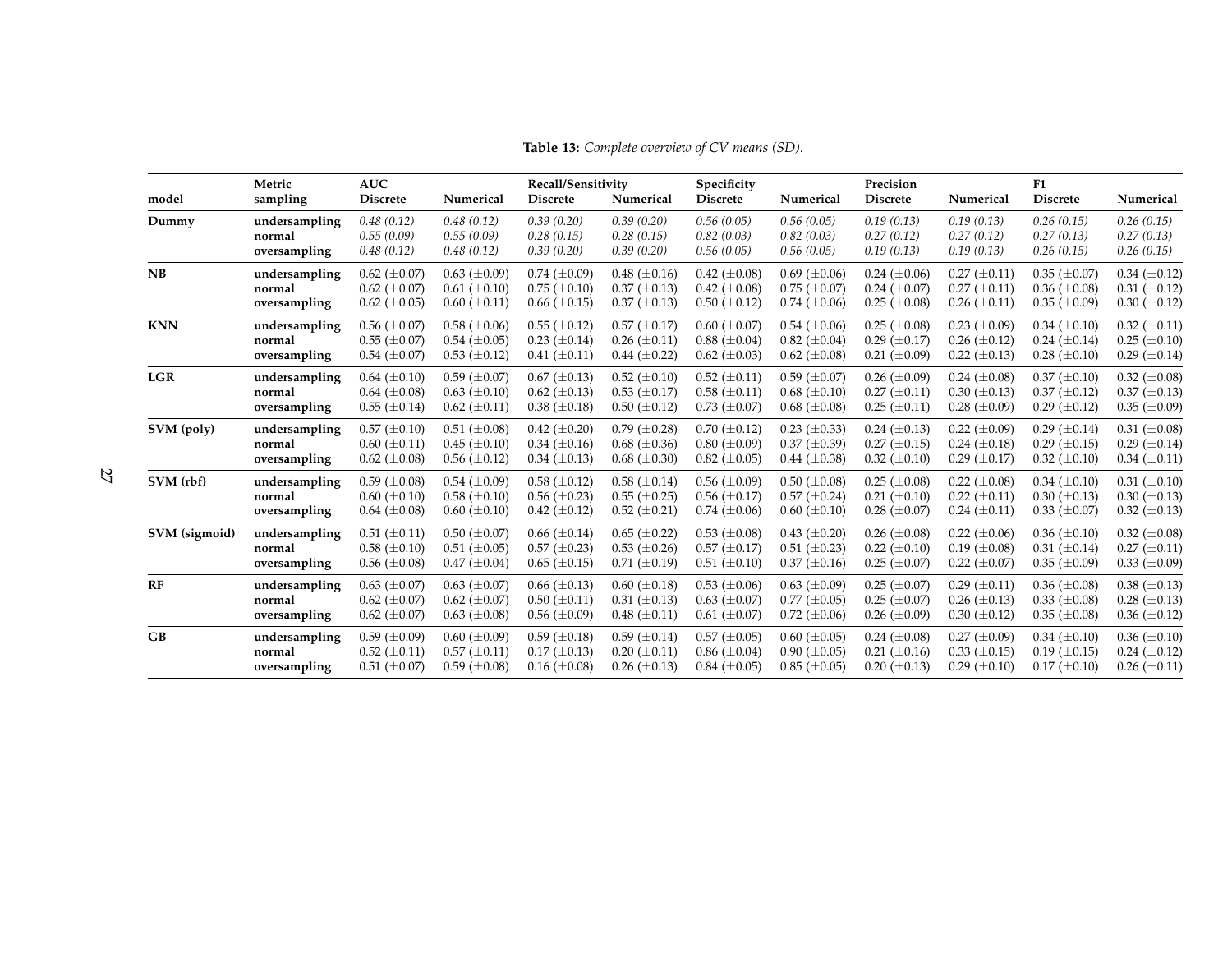**Table 13:** *Complete overview of CV means (SD).*

| model | Metric sampling | AUC Discrete | AUC Numerical | Recall/Sensitivity Discrete | Recall/Sensitivity Numerical | Specificity Discrete | Specificity Numerical | Precision Discrete | Precision Numerical | F1 Discrete | F1 Numerical |
|---|---|---|---|---|---|---|---|---|---|---|---|
| **Dummy** | **undersampling** | *0.48 (0.12)* | *0.48 (0.12)* | *0.39 (0.20)* | *0.39 (0.20)* | *0.56 (0.05)* | *0.56 (0.05)* | *0.19 (0.13)* | *0.19 (0.13)* | *0.26 (0.15)* | *0.26 (0.15)* |
| | **normal** | *0.55 (0.09)* | *0.55 (0.09)* | *0.28 (0.15)* | *0.28 (0.15)* | *0.82 (0.03)* | *0.82 (0.03)* | *0.27 (0.12)* | *0.27 (0.12)* | *0.27 (0.13)* | *0.27 (0.13)* |
| | **oversampling** | *0.48 (0.12)* | *0.48 (0.12)* | *0.39 (0.20)* | *0.39 (0.20)* | *0.56 (0.05)* | *0.56 (0.05)* | *0.19 (0.13)* | *0.19 (0.13)* | *0.26 (0.15)* | *0.26 (0.15)* |
| **NB** | **undersampling** | 0.62 (±0.07) | 0.63 (±0.09) | 0.74 (±0.09) | 0.48 (±0.16) | 0.42 (±0.08) | 0.69 (±0.06) | 0.24 (±0.06) | 0.27 (±0.11) | 0.35 (±0.07) | 0.34 (±0.12) |
| | **normal** | 0.62 (±0.07) | 0.61 (±0.10) | 0.75 (±0.10) | 0.37 (±0.13) | 0.42 (±0.08) | 0.75 (±0.07) | 0.24 (±0.07) | 0.27 (±0.11) | 0.36 (±0.08) | 0.31 (±0.12) |
| | **oversampling** | 0.62 (±0.05) | 0.60 (±0.11) | 0.66 (±0.15) | 0.37 (±0.13) | 0.50 (±0.12) | 0.74 (±0.06) | 0.25 (±0.08) | 0.26 (±0.11) | 0.35 (±0.09) | 0.30 (±0.12) |
| **KNN** | **undersampling** | 0.56 (±0.07) | 0.58 (±0.06) | 0.55 (±0.12) | 0.57 (±0.17) | 0.60 (±0.07) | 0.54 (±0.06) | 0.25 (±0.08) | 0.23 (±0.09) | 0.34 (±0.10) | 0.32 (±0.11) |
| | **normal** | 0.55 (±0.07) | 0.54 (±0.05) | 0.23 (±0.14) | 0.26 (±0.11) | 0.88 (±0.04) | 0.82 (±0.04) | 0.29 (±0.17) | 0.26 (±0.12) | 0.24 (±0.14) | 0.25 (±0.10) |
| | **oversampling** | 0.54 (±0.07) | 0.53 (±0.12) | 0.41 (±0.11) | 0.44 (±0.22) | 0.62 (±0.03) | 0.62 (±0.08) | 0.21 (±0.09) | 0.22 (±0.13) | 0.28 (±0.10) | 0.29 (±0.14) |
| **LGR** | **undersampling** | 0.64 (±0.10) | 0.59 (±0.07) | 0.67 (±0.13) | 0.52 (±0.10) | 0.52 (±0.11) | 0.59 (±0.07) | 0.26 (±0.09) | 0.24 (±0.08) | 0.37 (±0.10) | 0.32 (±0.08) |
| | **normal** | 0.64 (±0.08) | 0.63 (±0.10) | 0.62 (±0.13) | 0.53 (±0.17) | 0.58 (±0.11) | 0.68 (±0.10) | 0.27 (±0.11) | 0.30 (±0.13) | 0.37 (±0.12) | 0.37 (±0.13) |
| | **oversampling** | 0.55 (±0.14) | 0.62 (±0.11) | 0.38 (±0.18) | 0.50 (±0.12) | 0.73 (±0.07) | 0.68 (±0.08) | 0.25 (±0.11) | 0.28 (±0.09) | 0.29 (±0.12) | 0.35 (±0.09) |
| **SVM (poly)** | **undersampling** | 0.57 (±0.10) | 0.51 (±0.08) | 0.42 (±0.20) | 0.79 (±0.28) | 0.70 (±0.12) | 0.23 (±0.33) | 0.24 (±0.13) | 0.22 (±0.09) | 0.29 (±0.14) | 0.31 (±0.08) |
| | **normal** | 0.60 (±0.11) | 0.45 (±0.10) | 0.34 (±0.16) | 0.68 (±0.36) | 0.80 (±0.09) | 0.37 (±0.39) | 0.27 (±0.15) | 0.24 (±0.18) | 0.29 (±0.15) | 0.29 (±0.14) |
| | **oversampling** | 0.62 (±0.08) | 0.56 (±0.12) | 0.34 (±0.13) | 0.68 (±0.30) | 0.82 (±0.05) | 0.44 (±0.38) | 0.32 (±0.10) | 0.29 (±0.17) | 0.32 (±0.10) | 0.34 (±0.11) |
| **SVM (rbf)** | **undersampling** | 0.59 (±0.08) | 0.54 (±0.09) | 0.58 (±0.12) | 0.58 (±0.14) | 0.56 (±0.09) | 0.50 (±0.08) | 0.25 (±0.08) | 0.22 (±0.08) | 0.34 (±0.10) | 0.31 (±0.10) |
| | **normal** | 0.60 (±0.10) | 0.58 (±0.10) | 0.56 (±0.23) | 0.55 (±0.25) | 0.56 (±0.17) | 0.57 (±0.24) | 0.21 (±0.10) | 0.22 (±0.11) | 0.30 (±0.13) | 0.30 (±0.13) |
| | **oversampling** | 0.64 (±0.08) | 0.60 (±0.10) | 0.42 (±0.12) | 0.52 (±0.21) | 0.74 (±0.06) | 0.60 (±0.10) | 0.28 (±0.07) | 0.24 (±0.11) | 0.33 (±0.07) | 0.32 (±0.13) |
| **SVM (sigmoid)** | **undersampling** | 0.51 (±0.11) | 0.50 (±0.07) | 0.66 (±0.14) | 0.65 (±0.22) | 0.53 (±0.08) | 0.43 (±0.20) | 0.26 (±0.08) | 0.22 (±0.06) | 0.36 (±0.10) | 0.32 (±0.08) |
| | **normal** | 0.58 (±0.10) | 0.51 (±0.05) | 0.57 (±0.23) | 0.53 (±0.26) | 0.57 (±0.17) | 0.51 (±0.23) | 0.22 (±0.10) | 0.19 (±0.08) | 0.31 (±0.14) | 0.27 (±0.11) |
| | **oversampling** | 0.56 (±0.08) | 0.47 (±0.04) | 0.65 (±0.15) | 0.71 (±0.19) | 0.51 (±0.10) | 0.37 (±0.16) | 0.25 (±0.07) | 0.22 (±0.07) | 0.35 (±0.09) | 0.33 (±0.09) |
| **RF** | **undersampling** | 0.63 (±0.07) | 0.63 (±0.07) | 0.66 (±0.13) | 0.60 (±0.18) | 0.53 (±0.06) | 0.63 (±0.09) | 0.25 (±0.07) | 0.29 (±0.11) | 0.36 (±0.08) | 0.38 (±0.13) |
| | **normal** | 0.62 (±0.07) | 0.62 (±0.07) | 0.50 (±0.11) | 0.31 (±0.13) | 0.63 (±0.07) | 0.77 (±0.05) | 0.25 (±0.07) | 0.26 (±0.13) | 0.33 (±0.08) | 0.28 (±0.13) |
| | **oversampling** | 0.62 (±0.07) | 0.63 (±0.08) | 0.56 (±0.09) | 0.48 (±0.11) | 0.61 (±0.07) | 0.72 (±0.06) | 0.26 (±0.09) | 0.30 (±0.12) | 0.35 (±0.08) | 0.36 (±0.12) |
| **GB** | **undersampling** | 0.59 (±0.09) | 0.60 (±0.09) | 0.59 (±0.18) | 0.59 (±0.14) | 0.57 (±0.05) | 0.60 (±0.05) | 0.24 (±0.08) | 0.27 (±0.09) | 0.34 (±0.10) | 0.36 (±0.10) |
| | **normal** | 0.52 (±0.11) | 0.57 (±0.11) | 0.17 (±0.13) | 0.20 (±0.11) | 0.86 (±0.04) | 0.90 (±0.05) | 0.21 (±0.16) | 0.33 (±0.15) | 0.19 (±0.15) | 0.24 (±0.12) |
| | **oversampling** | 0.51 (±0.07) | 0.59 (±0.08) | 0.16 (±0.08) | 0.26 (±0.13) | 0.84 (±0.05) | 0.85 (±0.05) | 0.20 (±0.13) | 0.29 (±0.10) | 0.17 (±0.10) | 0.26 (±0.11) |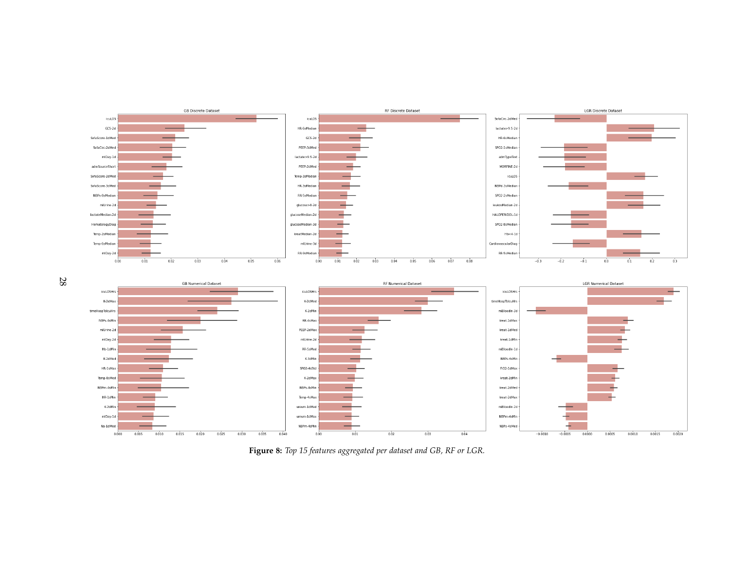**Figure 8:** *Top 15 features aggregated per dataset and GB, RF or LGR.*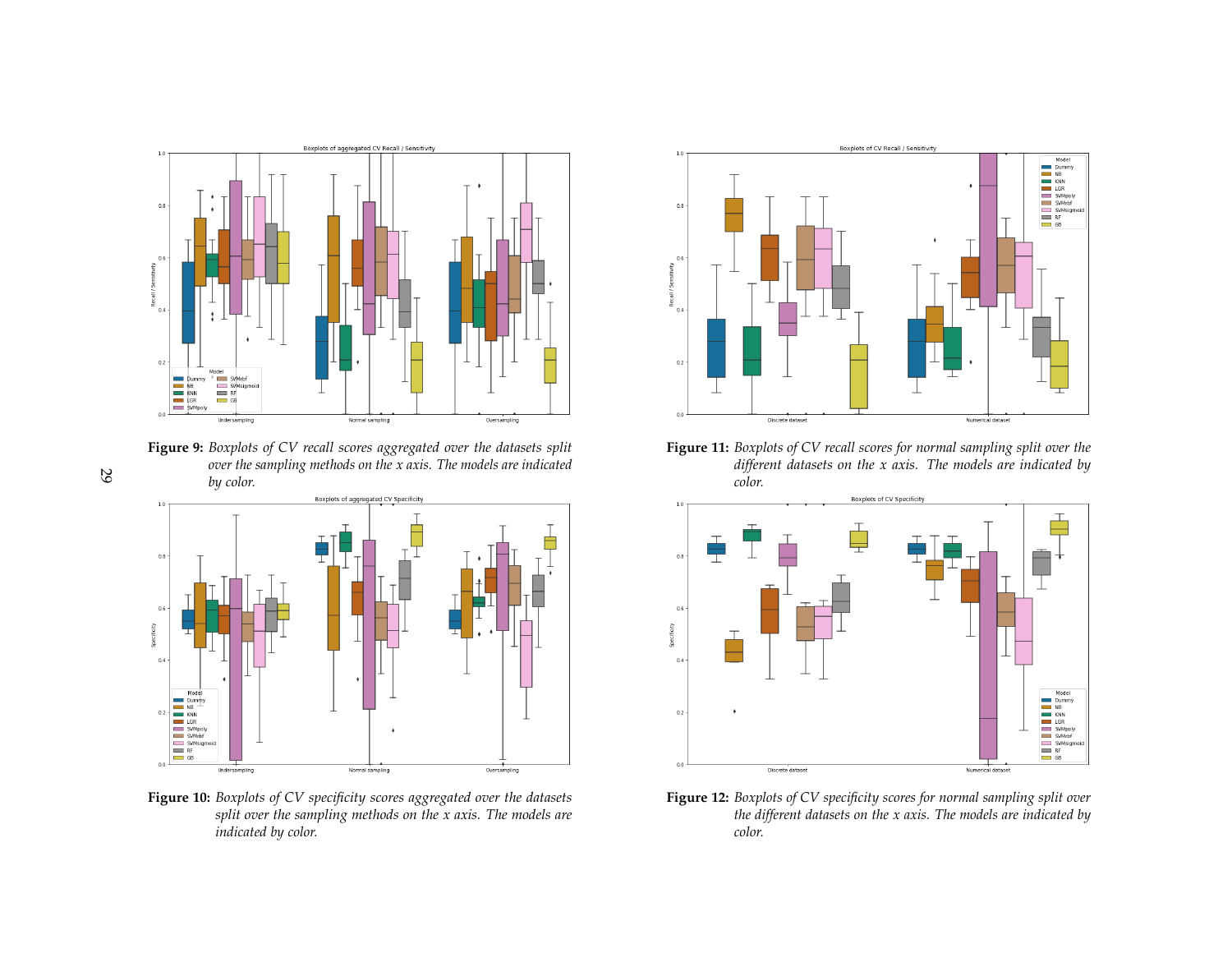Boxplots of aggregated CV Recall / Sensitivity

Recall / Sensitivity

1.0
0.8
0.6
0.4
0.2
0.0

Model
Dummy
NB
KNN
LGR
SVMpoly
SVMrbf
SVMsigmoid
RF
GB

Undersampling
Normal sampling
Oversampling

**Figure 9:** *Boxplots of CV recall scores aggregated over the datasets split over the sampling methods on the x axis. The models are indicated by color.*

Boxplots of CV Recall / Sensitivity

Recall / Sensitivity

1.0
0.8
0.6
0.4
0.2
0.0

Model
Dummy
NB
KNN
LGR
SVMpoly
SVMrbf
SVMsigmoid
RF
GB

Discrete dataset
Numerical dataset

**Figure 11:** *Boxplots of CV recall scores for normal sampling split over the different datasets on the x axis. The models are indicated by color.*

Boxplots of aggregated CV Specificity

Specificity

1.0
0.8
0.6
0.4
0.2
0.0

Model
Dummy
NB
KNN
LGR
SVMpoly
SVMrbf
SVMsigmoid
RF
GB

Undersampling
Normal sampling
Oversampling

**Figure 10:** *Boxplots of CV specificity scores aggregated over the datasets split over the sampling methods on the x axis. The models are indicated by color.*

Boxplots of CV Specificity

Specificity

1.0
0.8
0.6
0.4
0.2
0.0

Model
Dummy
NB
KNN
LGR
SVMpoly
SVMrbf
SVMsigmoid
RF
GB

Discrete dataset
Numerical dataset

**Figure 12:** *Boxplots of CV specificity scores for normal sampling split over the different datasets on the x axis. The models are indicated by color.*